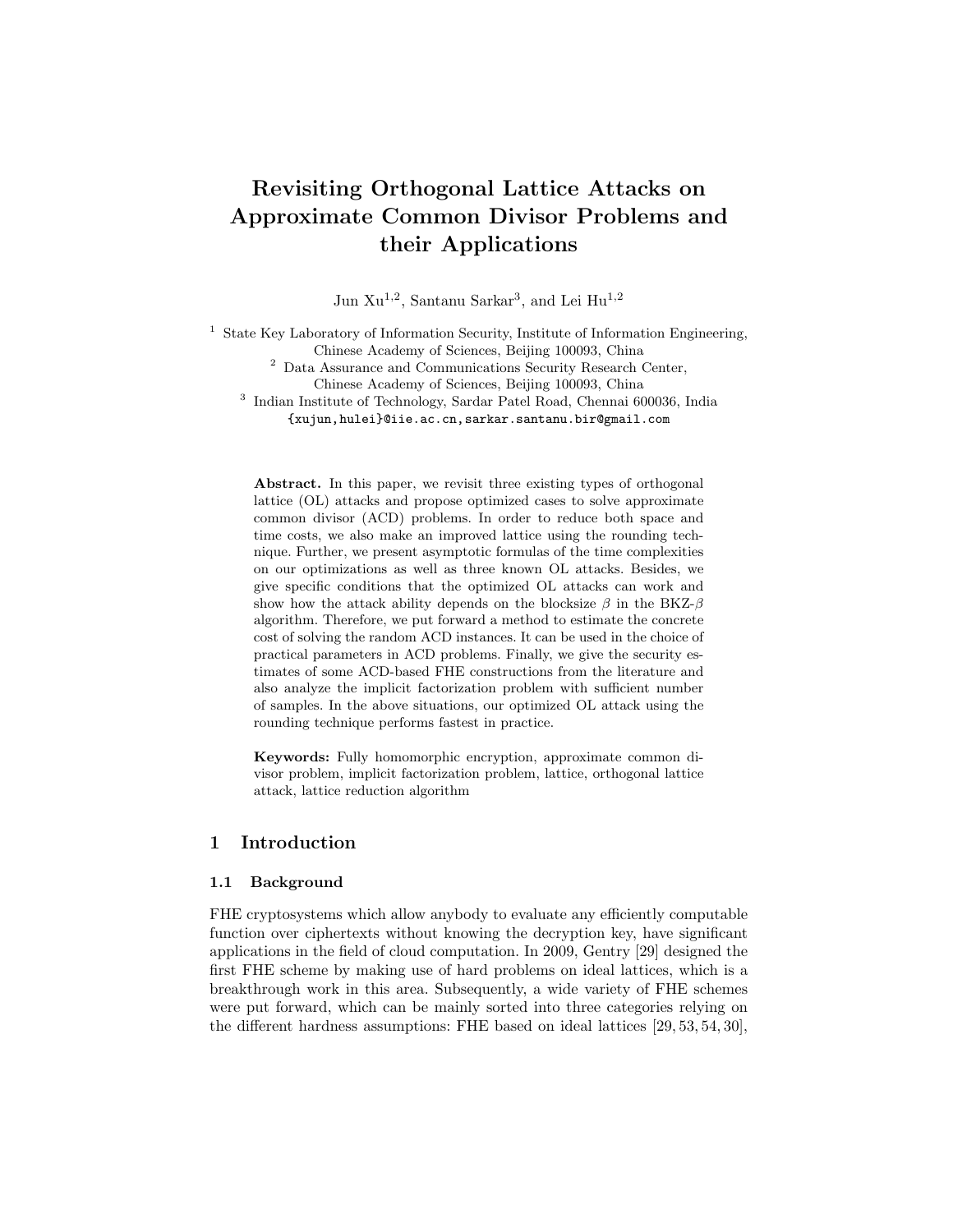# Revisiting Orthogonal Lattice Attacks on Approximate Common Divisor Problems and their Applications

Jun Xu[1,2], Santanu Sarkar[3], and Lei Hu[1,2]

[1] State Key Laboratory of Information Security, Institute of Information Engineering, Chinese Academy of Sciences, Beijing 100093, China

[2] Data Assurance and Communications Security Research Center, Chinese Academy of Sciences, Beijing 100093, China

[3] Indian Institute of Technology, Sardar Patel Road, Chennai 600036, India

{xujun,hulei}@iie.ac.cn,sarkar.santanu.bir@gmail.com

**Abstract.** In this paper, we revisit three existing types of orthogonal lattice (OL) attacks and propose optimized cases to solve approximate common divisor (ACD) problems. In order to reduce both space and time costs, we also make an improved lattice using the rounding technique. Further, we present asymptotic formulas of the time complexities on our optimizations as well as three known OL attacks. Besides, we give specific conditions that the optimized OL attacks can work and show how the attack ability depends on the blocksize $\beta$ in the BKZ-$\beta$ algorithm. Therefore, we put forward a method to estimate the concrete cost of solving the random ACD instances. It can be used in the choice of practical parameters in ACD problems. Finally, we give the security estimates of some ACD-based FHE constructions from the literature and also analyze the implicit factorization problem with sufficient number of samples. In the above situations, our optimized OL attack using the rounding technique performs fastest in practice.

**Keywords:** Fully homomorphic encryption, approximate common divisor problem, implicit factorization problem, lattice, orthogonal lattice attack, lattice reduction algorithm

## 1 Introduction

### 1.1 Background

FHE cryptosystems which allow anybody to evaluate any efficiently computable function over ciphertexts without knowing the decryption key, have significant applications in the field of cloud computation. In 2009, Gentry [29] designed the first FHE scheme by making use of hard problems on ideal lattices, which is a breakthrough work in this area. Subsequently, a wide variety of FHE schemes were put forward, which can be mainly sorted into three categories relying on the different hardness assumptions: FHE based on ideal lattices [29, 53, 54, 30],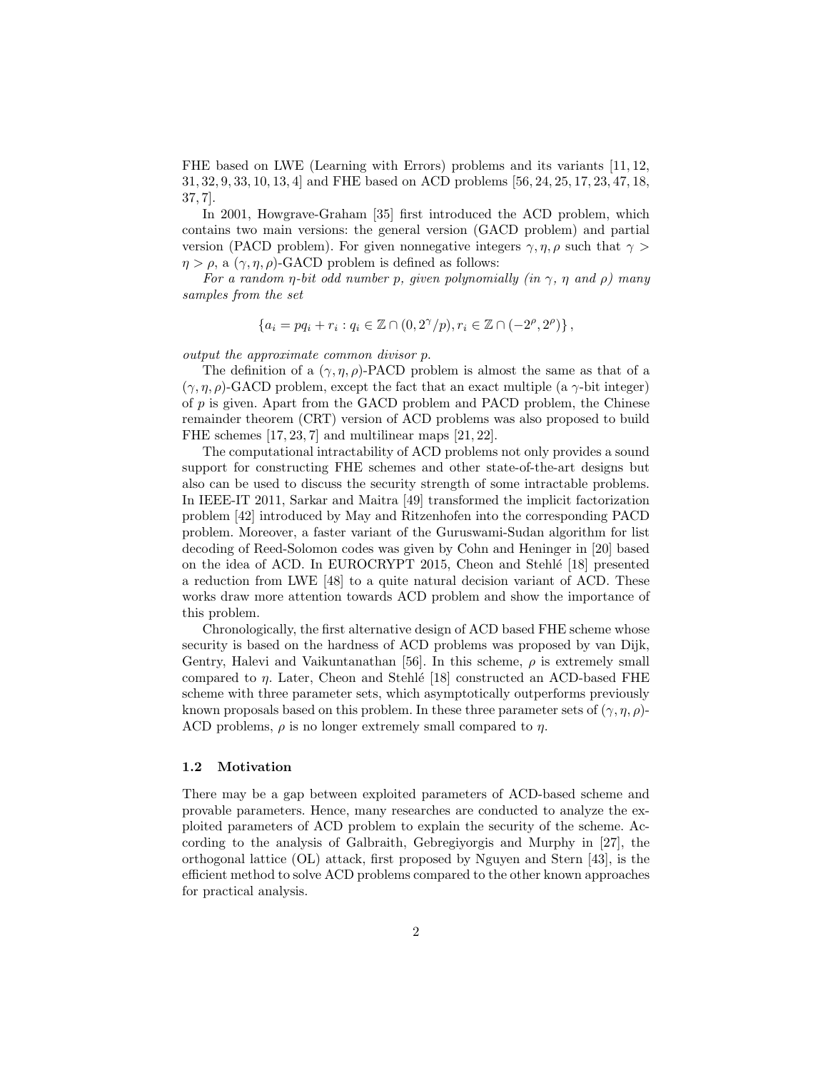FHE based on LWE (Learning with Errors) problems and its variants [11, 12, 31, 32, 9, 33, 10, 13, 4] and FHE based on ACD problems [56, 24, 25, 17, 23, 47, 18, 37, 7].

In 2001, Howgrave-Graham [35] first introduced the ACD problem, which contains two main versions: the general version (GACD problem) and partial version (PACD problem). For given nonnegative integers $\gamma, \eta, \rho$ such that $\gamma > \eta > \rho$, a $(\gamma, \eta, \rho)$-GACD problem is defined as follows:

*For a random $\eta$-bit odd number $p$, given polynomially (in $\gamma$, $\eta$ and $\rho$) many samples from the set*

$$\left\{a_i = pq_i + r_i : q_i \in \mathbb{Z} \cap (0, 2^\gamma/p), r_i \in \mathbb{Z} \cap (-2^\rho, 2^\rho)\right\},$$

*output the approximate common divisor $p$.*

The definition of a $(\gamma, \eta, \rho)$-PACD problem is almost the same as that of a $(\gamma, \eta, \rho)$-GACD problem, except the fact that an exact multiple (a $\gamma$-bit integer) of $p$ is given. Apart from the GACD problem and PACD problem, the Chinese remainder theorem (CRT) version of ACD problems was also proposed to build FHE schemes [17, 23, 7] and multilinear maps [21, 22].

The computational intractability of ACD problems not only provides a sound support for constructing FHE schemes and other state-of-the-art designs but also can be used to discuss the security strength of some intractable problems. In IEEE-IT 2011, Sarkar and Maitra [49] transformed the implicit factorization problem [42] introduced by May and Ritzenhofen into the corresponding PACD problem. Moreover, a faster variant of the Guruswami-Sudan algorithm for list decoding of Reed-Solomon codes was given by Cohn and Heninger in [20] based on the idea of ACD. In EUROCRYPT 2015, Cheon and Stehlé [18] presented a reduction from LWE [48] to a quite natural decision variant of ACD. These works draw more attention towards ACD problem and show the importance of this problem.

Chronologically, the first alternative design of ACD based FHE scheme whose security is based on the hardness of ACD problems was proposed by van Dijk, Gentry, Halevi and Vaikuntanathan [56]. In this scheme, $\rho$ is extremely small compared to $\eta$. Later, Cheon and Stehlé [18] constructed an ACD-based FHE scheme with three parameter sets, which asymptotically outperforms previously known proposals based on this problem. In these three parameter sets of $(\gamma, \eta, \rho)$-ACD problems, $\rho$ is no longer extremely small compared to $\eta$.

### 1.2 Motivation

There may be a gap between exploited parameters of ACD-based scheme and provable parameters. Hence, many researches are conducted to analyze the exploited parameters of ACD problem to explain the security of the scheme. According to the analysis of Galbraith, Gebregiyorgis and Murphy in [27], the orthogonal lattice (OL) attack, first proposed by Nguyen and Stern [43], is the efficient method to solve ACD problems compared to the other known approaches for practical analysis.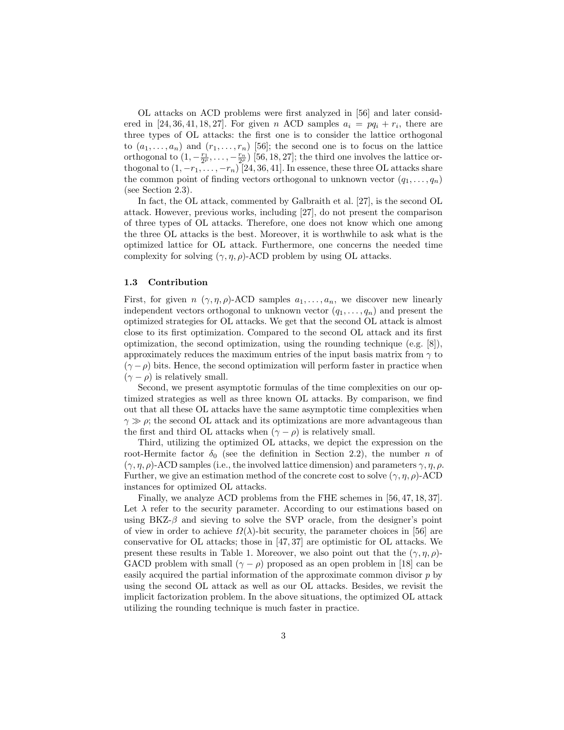OL attacks on ACD problems were first analyzed in [56] and later considered in [24, 36, 41, 18, 27]. For given $n$ ACD samples $a_i = pq_i + r_i$, there are three types of OL attacks: the first one is to consider the lattice orthogonal to $(a_1, \ldots, a_n)$ and $(r_1, \ldots, r_n)$ [56]; the second one is to focus on the lattice orthogonal to $(1, -\frac{r_1}{2^\rho}, \ldots, -\frac{r_n}{2^\rho})$ [56, 18, 27]; the third one involves the lattice orthogonal to $(1, -r_1, \ldots, -r_n)$ [24, 36, 41]. In essence, these three OL attacks share the common point of finding vectors orthogonal to unknown vector $(q_1, \ldots, q_n)$ (see Section 2.3).

In fact, the OL attack, commented by Galbraith et al. [27], is the second OL attack. However, previous works, including [27], do not present the comparison of three types of OL attacks. Therefore, one does not know which one among the three OL attacks is the best. Moreover, it is worthwhile to ask what is the optimized lattice for OL attack. Furthermore, one concerns the needed time complexity for solving $(\gamma, \eta, \rho)$-ACD problem by using OL attacks.

### 1.3 Contribution

First, for given $n$ $(\gamma, \eta, \rho)$-ACD samples $a_1, \ldots, a_n$, we discover new linearly independent vectors orthogonal to unknown vector $(q_1, \ldots, q_n)$ and present the optimized strategies for OL attacks. We get that the second OL attack is almost close to its first optimization. Compared to the second OL attack and its first optimization, the second optimization, using the rounding technique (e.g. [8]), approximately reduces the maximum entries of the input basis matrix from $\gamma$ to $(\gamma - \rho)$ bits. Hence, the second optimization will perform faster in practice when $(\gamma - \rho)$ is relatively small.

Second, we present asymptotic formulas of the time complexities on our optimized strategies as well as three known OL attacks. By comparison, we find out that all these OL attacks have the same asymptotic time complexities when $\gamma \gg \rho$; the second OL attack and its optimizations are more advantageous than the first and third OL attacks when $(\gamma - \rho)$ is relatively small.

Third, utilizing the optimized OL attacks, we depict the expression on the root-Hermite factor $\delta_0$ (see the definition in Section 2.2), the number $n$ of $(\gamma, \eta, \rho)$-ACD samples (i.e., the involved lattice dimension) and parameters $\gamma, \eta, \rho$. Further, we give an estimation method of the concrete cost to solve $(\gamma, \eta, \rho)$-ACD instances for optimized OL attacks.

Finally, we analyze ACD problems from the FHE schemes in [56, 47, 18, 37]. Let $\lambda$ refer to the security parameter. According to our estimations based on using BKZ-$\beta$ and sieving to solve the SVP oracle, from the designer's point of view in order to achieve $\Omega(\lambda)$-bit security, the parameter choices in [56] are conservative for OL attacks; those in [47, 37] are optimistic for OL attacks. We present these results in Table 1. Moreover, we also point out that the $(\gamma, \eta, \rho)$-GACD problem with small $(\gamma - \rho)$ proposed as an open problem in [18] can be easily acquired the partial information of the approximate common divisor $p$ by using the second OL attack as well as our OL attacks. Besides, we revisit the implicit factorization problem. In the above situations, the optimized OL attack utilizing the rounding technique is much faster in practice.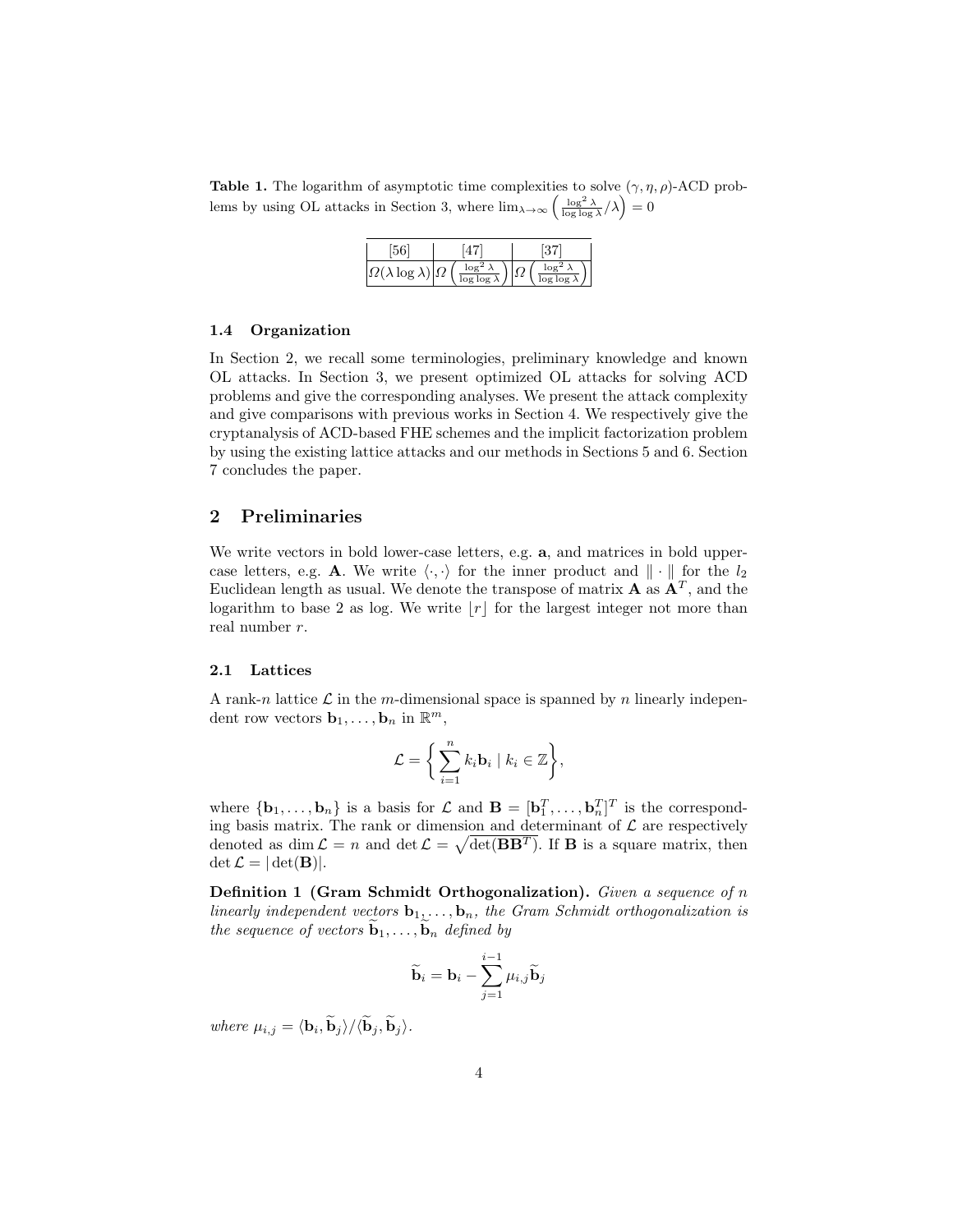**Table 1.** The logarithm of asymptotic time complexities to solve $(\gamma, \eta, \rho)$-ACD problems by using OL attacks in Section 3, where $\lim_{\lambda \to \infty} \left( \frac{\log^2 \lambda}{\log \log \lambda} / \lambda \right) = 0$

| [56] | [47] | [37] |
|---|---|---|
| $\Omega(\lambda \log \lambda)$ | $\Omega\left(\frac{\log^2 \lambda}{\log \log \lambda}\right)$ | $\Omega\left(\frac{\log^2 \lambda}{\log \log \lambda}\right)$ |

### 1.4 Organization

In Section 2, we recall some terminologies, preliminary knowledge and known OL attacks. In Section 3, we present optimized OL attacks for solving ACD problems and give the corresponding analyses. We present the attack complexity and give comparisons with previous works in Section 4. We respectively give the cryptanalysis of ACD-based FHE schemes and the implicit factorization problem by using the existing lattice attacks and our methods in Sections 5 and 6. Section 7 concludes the paper.

## 2 Preliminaries

We write vectors in bold lower-case letters, e.g. $\mathbf{a}$, and matrices in bold upper-case letters, e.g. $\mathbf{A}$. We write $\langle \cdot, \cdot \rangle$ for the inner product and $\| \cdot \|$ for the $l_2$ Euclidean length as usual. We denote the transpose of matrix $\mathbf{A}$ as $\mathbf{A}^T$, and the logarithm to base 2 as log. We write $\lfloor r \rfloor$ for the largest integer not more than real number $r$.

### 2.1 Lattices

A rank-$n$ lattice $\mathcal{L}$ in the $m$-dimensional space is spanned by $n$ linearly independent row vectors $\mathbf{b}_1, \ldots, \mathbf{b}_n$ in $\mathbb{R}^m$,

$$\mathcal{L} = \left\{ \sum_{i=1}^{n} k_i \mathbf{b}_i \mid k_i \in \mathbb{Z} \right\},$$

where $\{\mathbf{b}_1, \ldots, \mathbf{b}_n\}$ is a basis for $\mathcal{L}$ and $\mathbf{B} = [\mathbf{b}_1^T, \ldots, \mathbf{b}_n^T]^T$ is the corresponding basis matrix. The rank or dimension and determinant of $\mathcal{L}$ are respectively denoted as $\dim \mathcal{L} = n$ and $\det \mathcal{L} = \sqrt{\det(\mathbf{B}\mathbf{B}^T)}$. If $\mathbf{B}$ is a square matrix, then $\det \mathcal{L} = |\det(\mathbf{B})|$.

**Definition 1 (Gram Schmidt Orthogonalization).** *Given a sequence of $n$ linearly independent vectors $\mathbf{b}_1, \ldots, \mathbf{b}_n$, the Gram Schmidt orthogonalization is the sequence of vectors $\widetilde{\mathbf{b}}_1, \ldots, \widetilde{\mathbf{b}}_n$ defined by*

$$\widetilde{\mathbf{b}}_i = \mathbf{b}_i - \sum_{j=1}^{i-1} \mu_{i,j} \widetilde{\mathbf{b}}_j$$

*where $\mu_{i,j} = \langle \mathbf{b}_i, \widetilde{\mathbf{b}}_j \rangle / \langle \widetilde{\mathbf{b}}_j, \widetilde{\mathbf{b}}_j \rangle$.*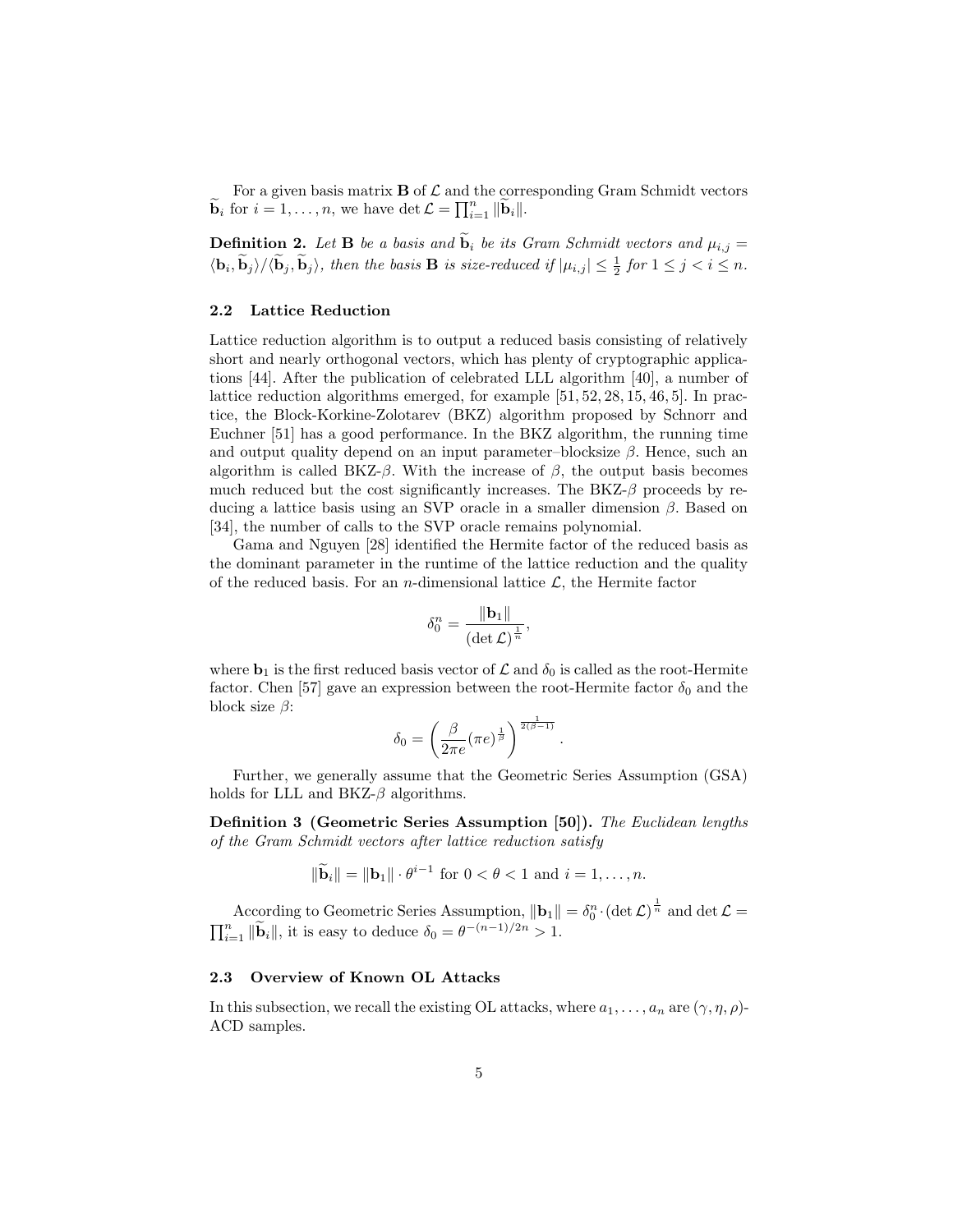For a given basis matrix $\mathbf{B}$ of $\mathcal{L}$ and the corresponding Gram Schmidt vectors $\widetilde{\mathbf{b}}_i$ for $i = 1, \ldots, n$, we have $\det \mathcal{L} = \prod_{i=1}^{n} \|\widetilde{\mathbf{b}}_i\|$.

**Definition 2.** *Let $\mathbf{B}$ be a basis and $\widetilde{\mathbf{b}}_i$ be its Gram Schmidt vectors and $\mu_{i,j} = \langle \mathbf{b}_i, \widetilde{\mathbf{b}}_j \rangle / \langle \widetilde{\mathbf{b}}_j, \widetilde{\mathbf{b}}_j \rangle$, then the basis $\mathbf{B}$ is size-reduced if $|\mu_{i,j}| \leq \frac{1}{2}$ for $1 \leq j < i \leq n$.*

### 2.2 Lattice Reduction

Lattice reduction algorithm is to output a reduced basis consisting of relatively short and nearly orthogonal vectors, which has plenty of cryptographic applications [44]. After the publication of celebrated LLL algorithm [40], a number of lattice reduction algorithms emerged, for example [51, 52, 28, 15, 46, 5]. In practice, the Block-Korkine-Zolotarev (BKZ) algorithm proposed by Schnorr and Euchner [51] has a good performance. In the BKZ algorithm, the running time and output quality depend on an input parameter–blocksize $\beta$. Hence, such an algorithm is called BKZ-$\beta$. With the increase of $\beta$, the output basis becomes much reduced but the cost significantly increases. The BKZ-$\beta$ proceeds by reducing a lattice basis using an SVP oracle in a smaller dimension $\beta$. Based on [34], the number of calls to the SVP oracle remains polynomial.

Gama and Nguyen [28] identified the Hermite factor of the reduced basis as the dominant parameter in the runtime of the lattice reduction and the quality of the reduced basis. For an $n$-dimensional lattice $\mathcal{L}$, the Hermite factor

$$\delta_0^n = \frac{\|\mathbf{b}_1\|}{(\det \mathcal{L})^{\frac{1}{n}}},$$

where $\mathbf{b}_1$ is the first reduced basis vector of $\mathcal{L}$ and $\delta_0$ is called as the root-Hermite factor. Chen [57] gave an expression between the root-Hermite factor $\delta_0$ and the block size $\beta$:

$$\delta_0 = \left( \frac{\beta}{2\pi e} (\pi e)^{\frac{1}{\beta}} \right)^{\frac{1}{2(\beta-1)}}.$$

Further, we generally assume that the Geometric Series Assumption (GSA) holds for LLL and BKZ-$\beta$ algorithms.

**Definition 3 (Geometric Series Assumption [50]).** *The Euclidean lengths of the Gram Schmidt vectors after lattice reduction satisfy*

$$\|\widetilde{\mathbf{b}}_i\| = \|\mathbf{b}_1\| \cdot \theta^{i-1} \text{ for } 0 < \theta < 1 \text{ and } i = 1, \ldots, n.$$

According to Geometric Series Assumption, $\|\mathbf{b}_1\| = \delta_0^n \cdot (\det \mathcal{L})^{\frac{1}{n}}$ and $\det \mathcal{L} = \prod_{i=1}^{n} \|\widetilde{\mathbf{b}}_i\|$, it is easy to deduce $\delta_0 = \theta^{-(n-1)/2n} > 1$.

### 2.3 Overview of Known OL Attacks

In this subsection, we recall the existing OL attacks, where $a_1, \ldots, a_n$ are $(\gamma, \eta, \rho)$-ACD samples.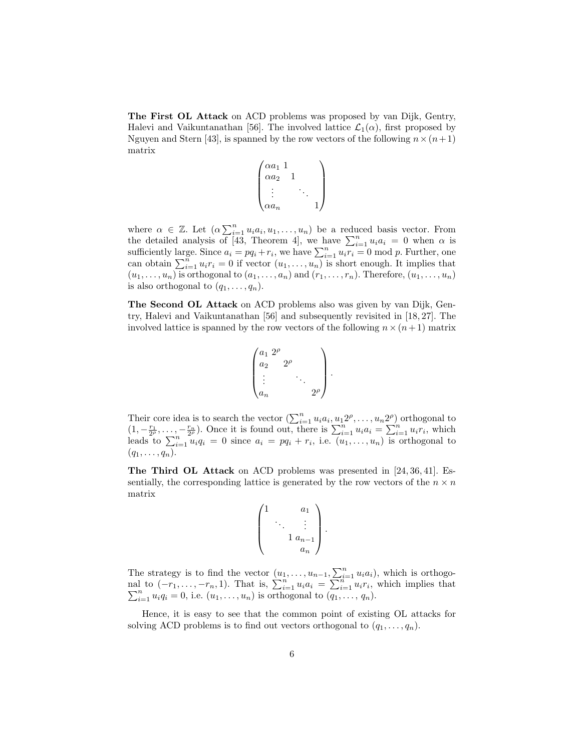**The First OL Attack** on ACD problems was proposed by van Dijk, Gentry, Halevi and Vaikuntanathan [56]. The involved lattice $\mathcal{L}_1(\alpha)$, first proposed by Nguyen and Stern [43], is spanned by the row vectors of the following $n \times (n+1)$ matrix

$$\begin{pmatrix} \alpha a_1 & 1 & & \\ \alpha a_2 & & 1 & \\ \vdots & & & \ddots & \\ \alpha a_n & & & & 1 \end{pmatrix}$$

where $\alpha \in \mathbb{Z}$. Let $(\alpha \sum_{i=1}^{n} u_i a_i, u_1, \ldots, u_n)$ be a reduced basis vector. From the detailed analysis of [43, Theorem 4], we have $\sum_{i=1}^{n} u_i a_i = 0$ when $\alpha$ is sufficiently large. Since $a_i = pq_i + r_i$, we have $\sum_{i=1}^{n} u_i r_i = 0 \bmod p$. Further, one can obtain $\sum_{i=1}^{n} u_i r_i = 0$ if vector $(u_1, \ldots, u_n)$ is short enough. It implies that $(u_1, \ldots, u_n)$ is orthogonal to $(a_1, \ldots, a_n)$ and $(r_1, \ldots, r_n)$. Therefore, $(u_1, \ldots, u_n)$ is also orthogonal to $(q_1, \ldots, q_n)$.

**The Second OL Attack** on ACD problems also was given by van Dijk, Gentry, Halevi and Vaikuntanathan [56] and subsequently revisited in [18, 27]. The involved lattice is spanned by the row vectors of the following $n \times (n+1)$ matrix

$$\begin{pmatrix} a_1 & 2^{\rho} & & \\ a_2 & & 2^{\rho} & \\ \vdots & & & \ddots & \\ a_n & & & & 2^{\rho} \end{pmatrix}.$$

Their core idea is to search the vector $(\sum_{i=1}^{n} u_i a_i, u_1 2^{\rho}, \ldots, u_n 2^{\rho})$ orthogonal to $(1, -\frac{r_1}{2^{\rho}}, \ldots, -\frac{r_n}{2^{\rho}})$. Once it is found out, there is $\sum_{i=1}^{n} u_i a_i = \sum_{i=1}^{n} u_i r_i$, which leads to $\sum_{i=1}^{n} u_i q_i = 0$ since $a_i = pq_i + r_i$, i.e. $(u_1, \ldots, u_n)$ is orthogonal to $(q_1, \ldots, q_n)$.

**The Third OL Attack** on ACD problems was presented in [24, 36, 41]. Essentially, the corresponding lattice is generated by the row vectors of the $n \times n$ matrix

$$\begin{pmatrix} 1 & & & a_1 \\ & \ddots & & \vdots \\ & & 1 & a_{n-1} \\ & & & a_n \end{pmatrix}.$$

The strategy is to find the vector $(u_1, \ldots, u_{n-1}, \sum_{i=1}^{n} u_i a_i)$, which is orthogonal to $(-r_1, \ldots, -r_n, 1)$. That is, $\sum_{i=1}^{n} u_i a_i = \sum_{i=1}^{n} u_i r_i$, which implies that $\sum_{i=1}^{n} u_i q_i = 0$, i.e. $(u_1, \ldots, u_n)$ is orthogonal to $(q_1, \ldots, q_n)$.

Hence, it is easy to see that the common point of existing OL attacks for solving ACD problems is to find out vectors orthogonal to $(q_1, \ldots, q_n)$.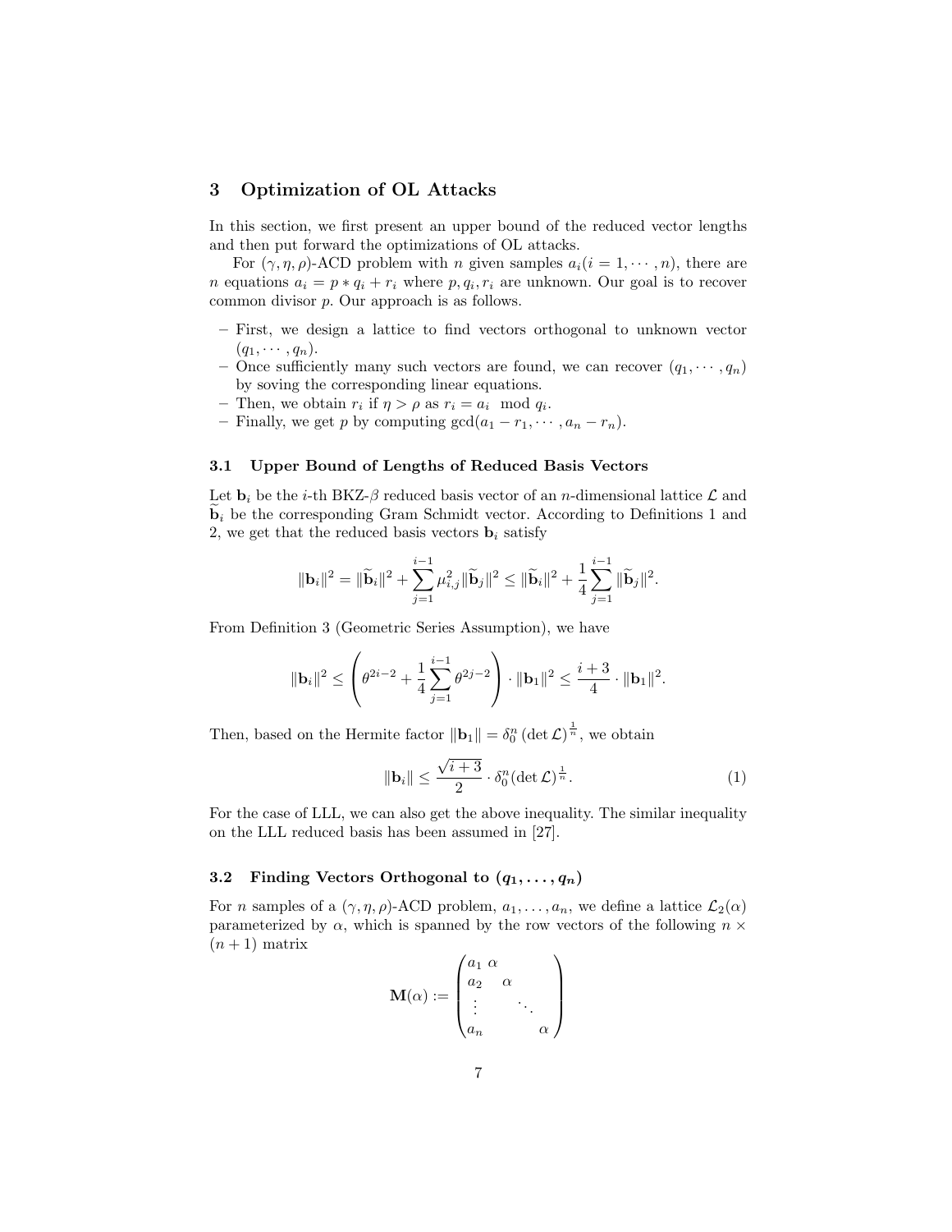## 3 Optimization of OL Attacks

In this section, we first present an upper bound of the reduced vector lengths and then put forward the optimizations of OL attacks.

For $(\gamma, \eta, \rho)$-ACD problem with $n$ given samples $a_i (i = 1, \cdots, n)$, there are $n$ equations $a_i = p * q_i + r_i$ where $p, q_i, r_i$ are unknown. Our goal is to recover common divisor $p$. Our approach is as follows.

- First, we design a lattice to find vectors orthogonal to unknown vector $(q_1, \cdots, q_n)$.
- Once sufficiently many such vectors are found, we can recover $(q_1, \cdots, q_n)$ by soving the corresponding linear equations.
- Then, we obtain $r_i$ if $\eta > \rho$ as $r_i = a_i \mod q_i$.
- Finally, we get $p$ by computing $\gcd(a_1 - r_1, \cdots, a_n - r_n)$.

### 3.1 Upper Bound of Lengths of Reduced Basis Vectors

Let $\mathbf{b}_i$ be the $i$-th BKZ-$\beta$ reduced basis vector of an $n$-dimensional lattice $\mathcal{L}$ and $\widetilde{\mathbf{b}}_i$ be the corresponding Gram Schmidt vector. According to Definitions 1 and 2, we get that the reduced basis vectors $\mathbf{b}_i$ satisfy

$$\|\mathbf{b}_i\|^2 = \|\widetilde{\mathbf{b}}_i\|^2 + \sum_{j=1}^{i-1} \mu_{i,j}^2 \|\widetilde{\mathbf{b}}_j\|^2 \leq \|\widetilde{\mathbf{b}}_i\|^2 + \frac{1}{4} \sum_{j=1}^{i-1} \|\widetilde{\mathbf{b}}_j\|^2.$$

From Definition 3 (Geometric Series Assumption), we have

$$\|\mathbf{b}_i\|^2 \leq \left( \theta^{2i-2} + \frac{1}{4} \sum_{j=1}^{i-1} \theta^{2j-2} \right) \cdot \|\mathbf{b}_1\|^2 \leq \frac{i+3}{4} \cdot \|\mathbf{b}_1\|^2.$$

Then, based on the Hermite factor $\|\mathbf{b}_1\| = \delta_0^n (\det \mathcal{L})^{\frac{1}{n}}$, we obtain

$$\|\mathbf{b}_i\| \leq \frac{\sqrt{i+3}}{2} \cdot \delta_0^n (\det \mathcal{L})^{\frac{1}{n}}. \tag{1}$$

For the case of LLL, we can also get the above inequality. The similar inequality on the LLL reduced basis has been assumed in [27].

### 3.2 Finding Vectors Orthogonal to $(q_1, \ldots, q_n)$

For $n$ samples of a $(\gamma, \eta, \rho)$-ACD problem, $a_1, \ldots, a_n$, we define a lattice $\mathcal{L}_2(\alpha)$ parameterized by $\alpha$, which is spanned by the row vectors of the following $n \times (n+1)$ matrix

$$\mathbf{M}(\alpha) := \begin{pmatrix} a_1 & \alpha & & \\ a_2 & & \alpha & \\ \vdots & & & \ddots & \\ a_n & & & & \alpha \end{pmatrix}$$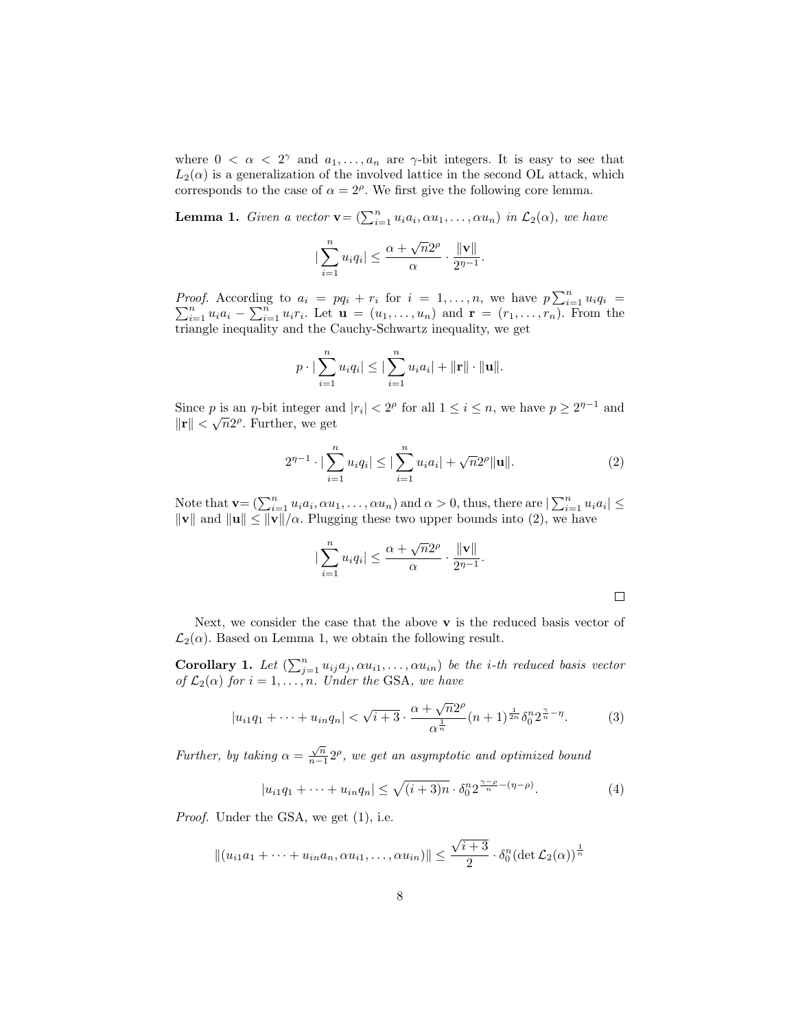where $0 < \alpha < 2^{\gamma}$ and $a_1, \ldots, a_n$ are $\gamma$-bit integers. It is easy to see that $L_2(\alpha)$ is a generalization of the involved lattice in the second OL attack, which corresponds to the case of $\alpha = 2^{\rho}$. We first give the following core lemma.

**Lemma 1.** *Given a vector* $\mathbf{v} = (\sum_{i=1}^{n} u_i a_i, \alpha u_1, \ldots, \alpha u_n)$ *in* $\mathcal{L}_2(\alpha)$*, we have*

$$|\sum_{i=1}^{n} u_i q_i| \leq \frac{\alpha + \sqrt{n}2^{\rho}}{\alpha} \cdot \frac{\|\mathbf{v}\|}{2^{\eta-1}}.$$

*Proof.* According to $a_i = pq_i + r_i$ for $i = 1, \ldots, n$, we have $p \sum_{i=1}^{n} u_i q_i = \sum_{i=1}^{n} u_i a_i - \sum_{i=1}^{n} u_i r_i$. Let $\mathbf{u} = (u_1, \ldots, u_n)$ and $\mathbf{r} = (r_1, \ldots, r_n)$. From the triangle inequality and the Cauchy-Schwartz inequality, we get

$$p \cdot |\sum_{i=1}^{n} u_i q_i| \leq |\sum_{i=1}^{n} u_i a_i| + \|\mathbf{r}\| \cdot \|\mathbf{u}\|.$$

Since $p$ is an $\eta$-bit integer and $|r_i| < 2^{\rho}$ for all $1 \leq i \leq n$, we have $p \geq 2^{\eta-1}$ and $\|\mathbf{r}\| < \sqrt{n}2^{\rho}$. Further, we get

$$2^{\eta-1} \cdot |\sum_{i=1}^{n} u_i q_i| \leq |\sum_{i=1}^{n} u_i a_i| + \sqrt{n}2^{\rho}\|\mathbf{u}\|. \tag{2}$$

Note that $\mathbf{v} = (\sum_{i=1}^{n} u_i a_i, \alpha u_1, \ldots, \alpha u_n)$ and $\alpha > 0$, thus, there are $|\sum_{i=1}^{n} u_i a_i| \leq \|\mathbf{v}\|$ and $\|\mathbf{u}\| \leq \|\mathbf{v}\|/\alpha$. Plugging these two upper bounds into (2), we have

$$|\sum_{i=1}^{n} u_i q_i| \leq \frac{\alpha + \sqrt{n}2^{\rho}}{\alpha} \cdot \frac{\|\mathbf{v}\|}{2^{\eta-1}}.$$

□

Next, we consider the case that the above $\mathbf{v}$ is the reduced basis vector of $\mathcal{L}_2(\alpha)$. Based on Lemma 1, we obtain the following result.

**Corollary 1.** *Let* $(\sum_{j=1}^{n} u_{ij} a_j, \alpha u_{i1}, \ldots, \alpha u_{in})$ *be the* $i$*-th reduced basis vector of* $\mathcal{L}_2(\alpha)$ *for* $i = 1, \ldots, n$*. Under the* GSA*, we have*

$$|u_{i1} q_1 + \cdots + u_{in} q_n| < \sqrt{i+3} \cdot \frac{\alpha + \sqrt{n}2^{\rho}}{\alpha^{\frac{1}{n}}} (n+1)^{\frac{1}{2n}} \delta_0^n 2^{\frac{\gamma}{n} - \eta}. \tag{3}$$

*Further, by taking* $\alpha = \frac{\sqrt{n}}{n-1} 2^{\rho}$*, we get an asymptotic and optimized bound*

$$|u_{i1} q_1 + \cdots + u_{in} q_n| \leq \sqrt{(i+3)n} \cdot \delta_0^n 2^{\frac{\gamma - \rho}{n} - (\eta - \rho)}. \tag{4}$$

*Proof.* Under the GSA, we get (1), i.e.

$$\|(u_{i1} a_1 + \cdots + u_{in} a_n, \alpha u_{i1}, \ldots, \alpha u_{in})\| \leq \frac{\sqrt{i+3}}{2} \cdot \delta_0^n (\det \mathcal{L}_2(\alpha))^{\frac{1}{n}}$$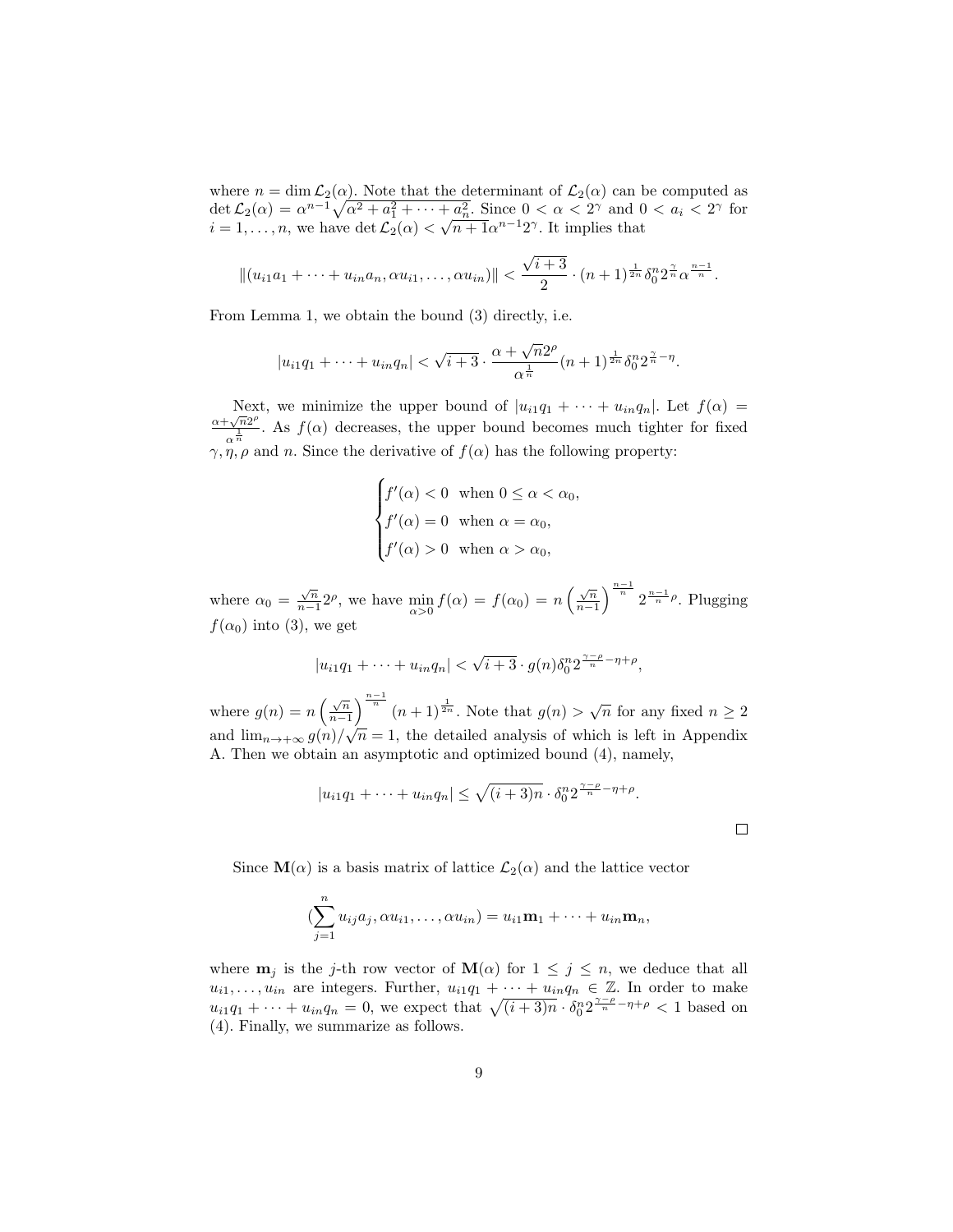where $n = \dim \mathcal{L}_2(\alpha)$. Note that the determinant of $\mathcal{L}_2(\alpha)$ can be computed as $\det \mathcal{L}_2(\alpha) = \alpha^{n-1}\sqrt{\alpha^2 + a_1^2 + \cdots + a_n^2}$. Since $0 < \alpha < 2^\gamma$ and $0 < a_i < 2^\gamma$ for $i = 1, \ldots, n$, we have $\det \mathcal{L}_2(\alpha) < \sqrt{n+1}\alpha^{n-1}2^\gamma$. It implies that

$$\|(u_{i1}a_1 + \cdots + u_{in}a_n, \alpha u_{i1}, \ldots, \alpha u_{in})\| < \frac{\sqrt{i+3}}{2} \cdot (n+1)^{\frac{1}{2n}} \delta_0^n 2^{\frac{\gamma}{n}} \alpha^{\frac{n-1}{n}}.$$

From Lemma 1, we obtain the bound (3) directly, i.e.

$$|u_{i1}q_1 + \cdots + u_{in}q_n| < \sqrt{i+3} \cdot \frac{\alpha + \sqrt{n}2^\rho}{\alpha^{\frac{1}{n}}} (n+1)^{\frac{1}{2n}} \delta_0^n 2^{\frac{\gamma}{n} - \eta}.$$

Next, we minimize the upper bound of $|u_{i1}q_1 + \cdots + u_{in}q_n|$. Let $f(\alpha) = \frac{\alpha + \sqrt{n}2^\rho}{\alpha^{\frac{1}{n}}}$. As $f(\alpha)$ decreases, the upper bound becomes much tighter for fixed $\gamma, \eta, \rho$ and $n$. Since the derivative of $f(\alpha)$ has the following property:

$$\begin{cases} f'(\alpha) < 0 & \text{when } 0 \le \alpha < \alpha_0, \\ f'(\alpha) = 0 & \text{when } \alpha = \alpha_0, \\ f'(\alpha) > 0 & \text{when } \alpha > \alpha_0, \end{cases}$$

where $\alpha_0 = \frac{\sqrt{n}}{n-1}2^\rho$, we have $\min_{\alpha > 0} f(\alpha) = f(\alpha_0) = n\left(\frac{\sqrt{n}}{n-1}\right)^{\frac{n-1}{n}} 2^{\frac{n-1}{n}\rho}$. Plugging $f(\alpha_0)$ into (3), we get

$$|u_{i1}q_1 + \cdots + u_{in}q_n| < \sqrt{i+3} \cdot g(n) \delta_0^n 2^{\frac{\gamma - \rho}{n} - \eta + \rho},$$

where $g(n) = n\left(\frac{\sqrt{n}}{n-1}\right)^{\frac{n-1}{n}} (n+1)^{\frac{1}{2n}}$. Note that $g(n) > \sqrt{n}$ for any fixed $n \ge 2$ and $\lim_{n \to +\infty} g(n)/\sqrt{n} = 1$, the detailed analysis of which is left in Appendix A. Then we obtain an asymptotic and optimized bound (4), namely,

$$|u_{i1}q_1 + \cdots + u_{in}q_n| \le \sqrt{(i+3)n} \cdot \delta_0^n 2^{\frac{\gamma - \rho}{n} - \eta + \rho}.$$

□

Since $\mathbf{M}(\alpha)$ is a basis matrix of lattice $\mathcal{L}_2(\alpha)$ and the lattice vector

$$(\sum_{j=1}^{n} u_{ij}a_j, \alpha u_{i1}, \ldots, \alpha u_{in}) = u_{i1}\mathbf{m}_1 + \cdots + u_{in}\mathbf{m}_n,$$

where $\mathbf{m}_j$ is the $j$-th row vector of $\mathbf{M}(\alpha)$ for $1 \le j \le n$, we deduce that all $u_{i1}, \ldots, u_{in}$ are integers. Further, $u_{i1}q_1 + \cdots + u_{in}q_n \in \mathbb{Z}$. In order to make $u_{i1}q_1 + \cdots + u_{in}q_n = 0$, we expect that $\sqrt{(i+3)n} \cdot \delta_0^n 2^{\frac{\gamma-\rho}{n} - \eta + \rho} < 1$ based on (4). Finally, we summarize as follows.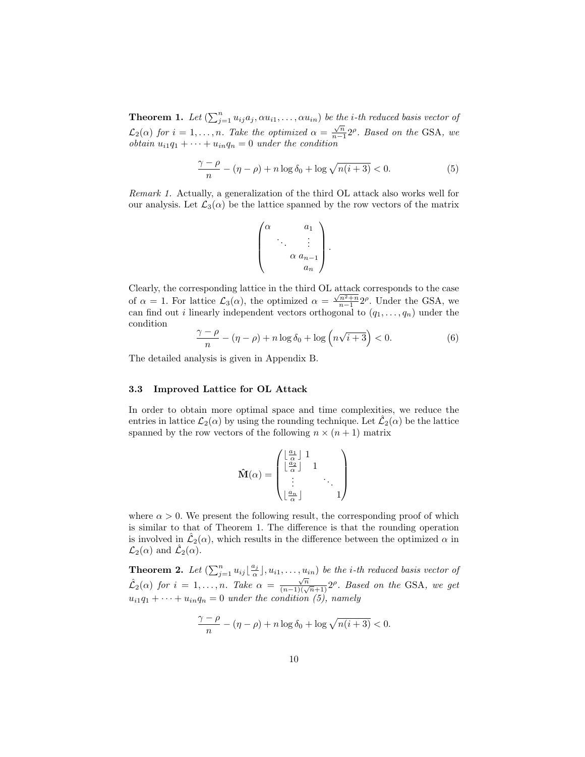**Theorem 1.** *Let $(\sum_{j=1}^{n} u_{ij}a_j, \alpha u_{i1}, \ldots, \alpha u_{in})$ be the i-th reduced basis vector of $\mathcal{L}_2(\alpha)$ for $i = 1, \ldots, n$. Take the optimized $\alpha = \frac{\sqrt{n}}{n-1}2^{\rho}$. Based on the* GSA*, we obtain $u_{i1}q_1 + \cdots + u_{in}q_n = 0$ under the condition*

$$\frac{\gamma - \rho}{n} - (\eta - \rho) + n \log \delta_0 + \log \sqrt{n(i+3)} < 0. \tag{5}$$

*Remark 1.* Actually, a generalization of the third OL attack also works well for our analysis. Let $\mathcal{L}_3(\alpha)$ be the lattice spanned by the row vectors of the matrix

$$\begin{pmatrix} \alpha & & & a_1 \\ & \ddots & & \vdots \\ & & \alpha & a_{n-1} \\ & & & a_n \end{pmatrix}.$$

Clearly, the corresponding lattice in the third OL attack corresponds to the case of $\alpha = 1$. For lattice $\mathcal{L}_3(\alpha)$, the optimized $\alpha = \frac{\sqrt{n^2+n}}{n-1}2^{\rho}$. Under the GSA, we can find out $i$ linearly independent vectors orthogonal to $(q_1, \ldots, q_n)$ under the condition

$$\frac{\gamma - \rho}{n} - (\eta - \rho) + n \log \delta_0 + \log \left(n\sqrt{i+3}\right) < 0. \tag{6}$$

The detailed analysis is given in Appendix B.

### 3.3 Improved Lattice for OL Attack

In order to obtain more optimal space and time complexities, we reduce the entries in lattice $\mathcal{L}_2(\alpha)$ by using the rounding technique. Let $\hat{\mathcal{L}}_2(\alpha)$ be the lattice spanned by the row vectors of the following $n \times (n+1)$ matrix

$$\hat{\mathbf{M}}(\alpha) = \begin{pmatrix} \lfloor \frac{a_1}{\alpha} \rfloor & 1 & & \\ \lfloor \frac{a_2}{\alpha} \rfloor & & 1 & \\ \vdots & & & \ddots \\ \lfloor \frac{a_n}{\alpha} \rfloor & & & & 1 \end{pmatrix}$$

where $\alpha > 0$. We present the following result, the corresponding proof of which is similar to that of Theorem 1. The difference is that the rounding operation is involved in $\hat{\mathcal{L}}_2(\alpha)$, which results in the difference between the optimized $\alpha$ in $\mathcal{L}_2(\alpha)$ and $\hat{\mathcal{L}}_2(\alpha)$.

**Theorem 2.** *Let $(\sum_{j=1}^{n} u_{ij}\lfloor \frac{a_j}{\alpha} \rfloor, u_{i1}, \ldots, u_{in})$ be the i-th reduced basis vector of $\hat{\mathcal{L}}_2(\alpha)$ for $i = 1, \ldots, n$. Take $\alpha = \frac{\sqrt{n}}{(n-1)(\sqrt{n}+1)}2^{\rho}$. Based on the* GSA*, we get $u_{i1}q_1 + \cdots + u_{in}q_n = 0$ under the condition (5), namely*

$$\frac{\gamma - \rho}{n} - (\eta - \rho) + n \log \delta_0 + \log \sqrt{n(i+3)} < 0.$$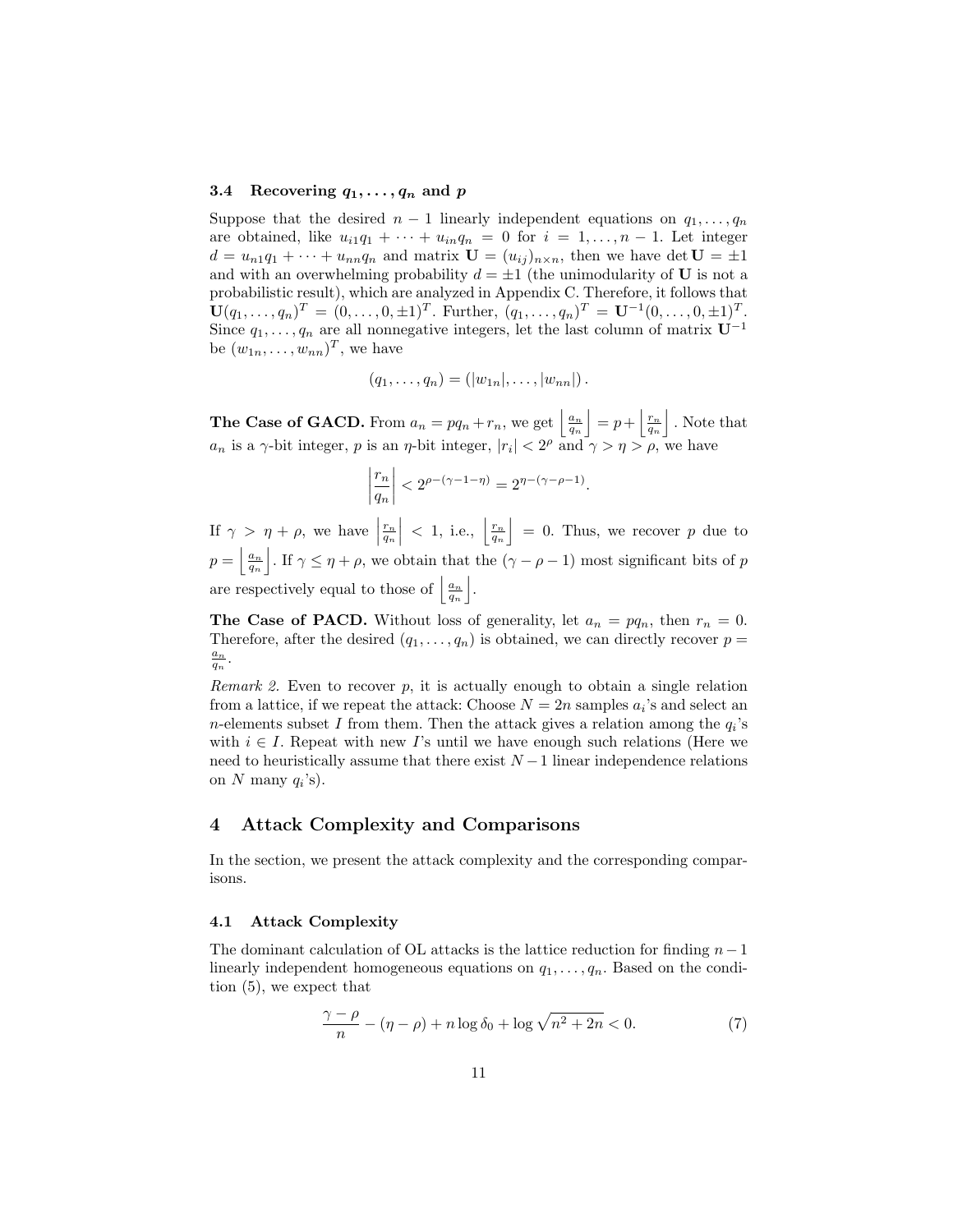### 3.4 Recovering $q_1, \ldots, q_n$ and $p$

Suppose that the desired $n-1$ linearly independent equations on $q_1, \ldots, q_n$ are obtained, like $u_{i1}q_1 + \cdots + u_{in}q_n = 0$ for $i = 1, \ldots, n-1$. Let integer $d = u_{n1}q_1 + \cdots + u_{nn}q_n$ and matrix $\mathbf{U} = (u_{ij})_{n \times n}$, then we have $\det \mathbf{U} = \pm 1$ and with an overwhelming probability $d = \pm 1$ (the unimodularity of $\mathbf{U}$ is not a probabilistic result), which are analyzed in Appendix C. Therefore, it follows that $\mathbf{U}(q_1, \ldots, q_n)^T = (0, \ldots, 0, \pm 1)^T$. Further, $(q_1, \ldots, q_n)^T = \mathbf{U}^{-1}(0, \ldots, 0, \pm 1)^T$. Since $q_1, \ldots, q_n$ are all nonnegative integers, let the last column of matrix $\mathbf{U}^{-1}$ be $(w_{1n}, \ldots, w_{nn})^T$, we have

$$(q_1, \ldots, q_n) = (|w_{1n}|, \ldots, |w_{nn}|).$$

**The Case of GACD.** From $a_n = pq_n + r_n$, we get $\left\lfloor \frac{a_n}{q_n} \right\rfloor = p + \left\lfloor \frac{r_n}{q_n} \right\rfloor$. Note that $a_n$ is a $\gamma$-bit integer, $p$ is an $\eta$-bit integer, $|r_i| < 2^\rho$ and $\gamma > \eta > \rho$, we have

$$\left| \frac{r_n}{q_n} \right| < 2^{\rho - (\gamma - 1 - \eta)} = 2^{\eta - (\gamma - \rho - 1)}.$$

If $\gamma > \eta + \rho$, we have $\left| \frac{r_n}{q_n} \right| < 1$, i.e., $\left\lfloor \frac{r_n}{q_n} \right\rfloor = 0$. Thus, we recover $p$ due to $p = \left\lfloor \frac{a_n}{q_n} \right\rfloor$. If $\gamma \leq \eta + \rho$, we obtain that the $(\gamma - \rho - 1)$ most significant bits of $p$ are respectively equal to those of $\left\lfloor \frac{a_n}{q_n} \right\rfloor$.

**The Case of PACD.** Without loss of generality, let $a_n = pq_n$, then $r_n = 0$. Therefore, after the desired $(q_1, \ldots, q_n)$ is obtained, we can directly recover $p = \frac{a_n}{q_n}$.

*Remark 2.* Even to recover $p$, it is actually enough to obtain a single relation from a lattice, if we repeat the attack: Choose $N = 2n$ samples $a_i$'s and select an $n$-elements subset $I$ from them. Then the attack gives a relation among the $q_i$'s with $i \in I$. Repeat with new $I$'s until we have enough such relations (Here we need to heuristically assume that there exist $N-1$ linear independence relations on $N$ many $q_i$'s).

## 4 Attack Complexity and Comparisons

In the section, we present the attack complexity and the corresponding comparisons.

### 4.1 Attack Complexity

The dominant calculation of OL attacks is the lattice reduction for finding $n-1$ linearly independent homogeneous equations on $q_1, \ldots, q_n$. Based on the condition (5), we expect that

$$\frac{\gamma - \rho}{n} - (\eta - \rho) + n \log \delta_0 + \log \sqrt{n^2 + 2n} < 0. \tag{7}$$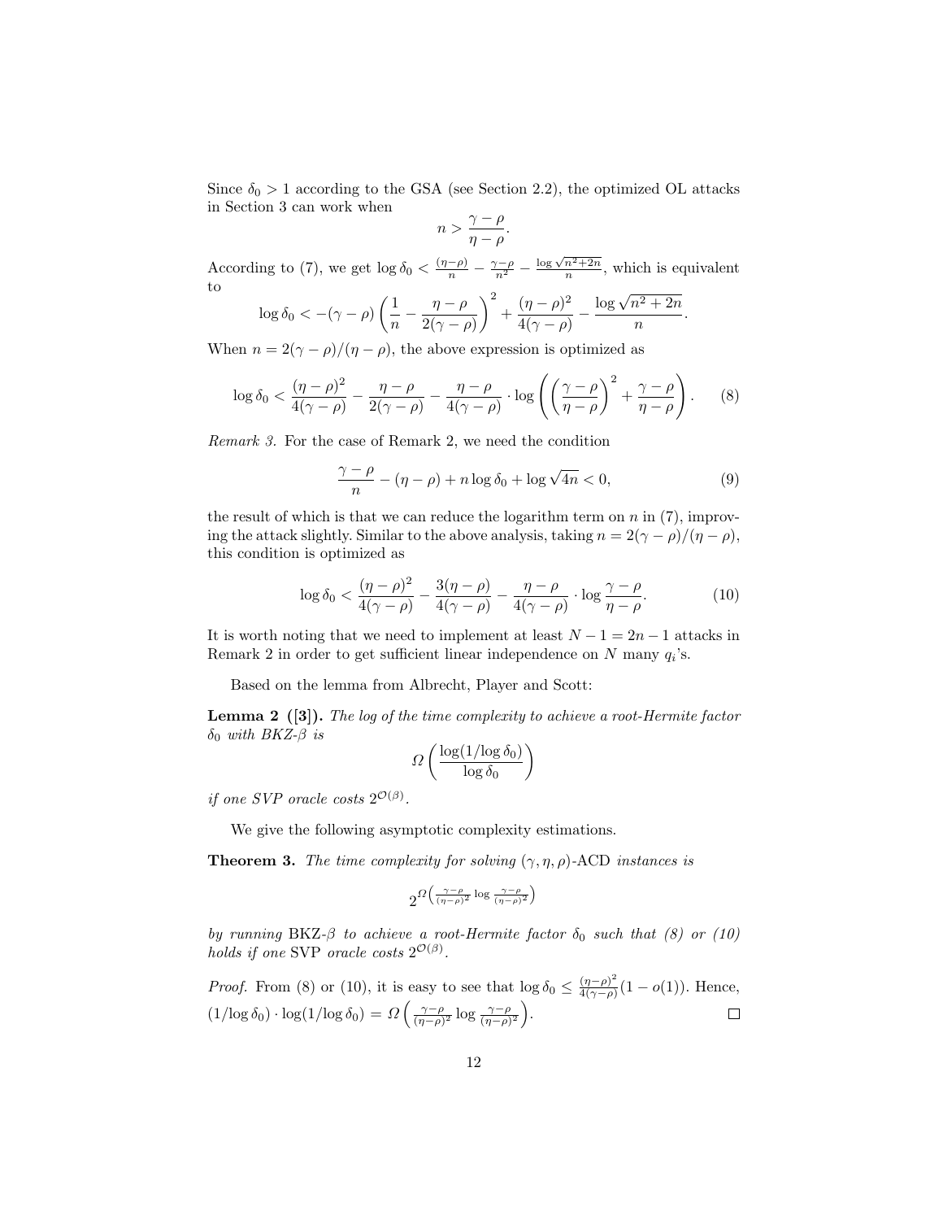Since $\delta_0 > 1$ according to the GSA (see Section 2.2), the optimized OL attacks in Section 3 can work when

$$n > \frac{\gamma - \rho}{\eta - \rho}.$$

According to (7), we get $\log \delta_0 < \frac{(\eta-\rho)}{n} - \frac{\gamma-\rho}{n^2} - \frac{\log\sqrt{n^2+2n}}{n}$, which is equivalent to

$$\log \delta_0 < -(\gamma - \rho)\left(\frac{1}{n} - \frac{\eta - \rho}{2(\gamma - \rho)}\right)^2 + \frac{(\eta-\rho)^2}{4(\gamma-\rho)} - \frac{\log\sqrt{n^2+2n}}{n}.$$

When $n = 2(\gamma - \rho)/(\eta - \rho)$, the above expression is optimized as

$$\log \delta_0 < \frac{(\eta-\rho)^2}{4(\gamma-\rho)} - \frac{\eta-\rho}{2(\gamma-\rho)} - \frac{\eta-\rho}{4(\gamma-\rho)} \cdot \log\left(\left(\frac{\gamma-\rho}{\eta-\rho}\right)^2 + \frac{\gamma-\rho}{\eta-\rho}\right). \tag{8}$$

*Remark 3.* For the case of Remark 2, we need the condition

$$\frac{\gamma-\rho}{n} - (\eta - \rho) + n\log\delta_0 + \log\sqrt{4n} < 0, \tag{9}$$

the result of which is that we can reduce the logarithm term on $n$ in (7), improving the attack slightly. Similar to the above analysis, taking $n = 2(\gamma - \rho)/(\eta - \rho)$, this condition is optimized as

$$\log \delta_0 < \frac{(\eta-\rho)^2}{4(\gamma-\rho)} - \frac{3(\eta-\rho)}{4(\gamma-\rho)} - \frac{\eta-\rho}{4(\gamma-\rho)} \cdot \log\frac{\gamma-\rho}{\eta-\rho}. \tag{10}$$

It is worth noting that we need to implement at least $N - 1 = 2n - 1$ attacks in Remark 2 in order to get sufficient linear independence on $N$ many $q_i$'s.

Based on the lemma from Albrecht, Player and Scott:

**Lemma 2 ([3]).** *The log of the time complexity to achieve a root-Hermite factor $\delta_0$ with BKZ-$\beta$ is*

$$\Omega\left(\frac{\log(1/\log\delta_0)}{\log\delta_0}\right)$$

*if one SVP oracle costs $2^{\mathcal{O}(\beta)}$.*

We give the following asymptotic complexity estimations.

**Theorem 3.** *The time complexity for solving $(\gamma, \eta, \rho)$-ACD instances is*

$$2^{\Omega\left(\frac{\gamma-\rho}{(\eta-\rho)^2}\log\frac{\gamma-\rho}{(\eta-\rho)^2}\right)}$$

*by running* BKZ-$\beta$ *to achieve a root-Hermite factor $\delta_0$ such that (8) or (10) holds if one* SVP *oracle costs $2^{\mathcal{O}(\beta)}$.*

*Proof.* From (8) or (10), it is easy to see that $\log\delta_0 \leq \frac{(\eta-\rho)^2}{4(\gamma-\rho)}(1 - o(1))$. Hence, $(1/\log\delta_0)\cdot\log(1/\log\delta_0) = \Omega\left(\frac{\gamma-\rho}{(\eta-\rho)^2}\log\frac{\gamma-\rho}{(\eta-\rho)^2}\right)$. □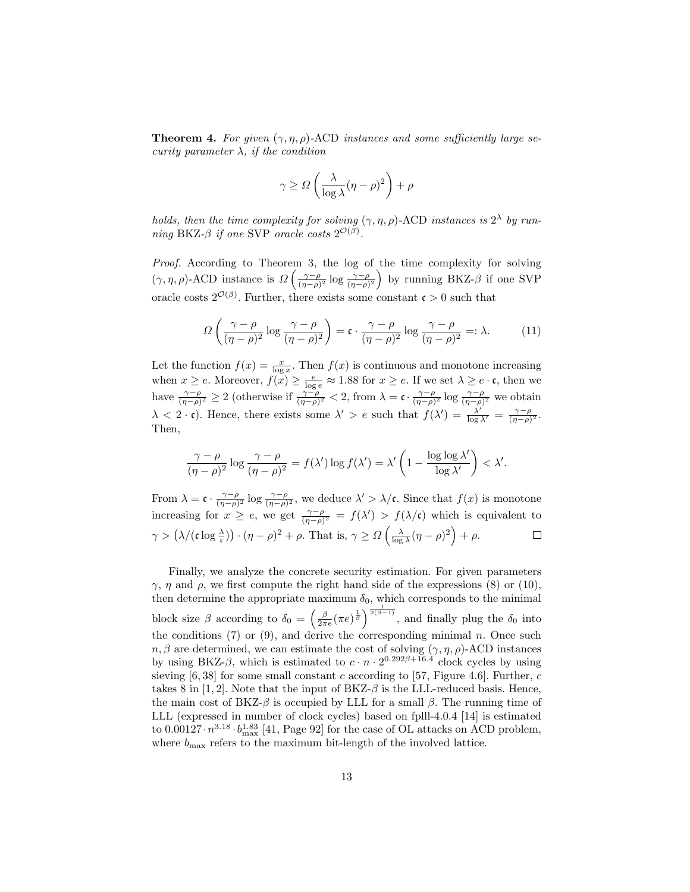**Theorem 4.** *For given $(\gamma, \eta, \rho)$-ACD instances and some sufficiently large security parameter $\lambda$, if the condition*

$$\gamma \geq \Omega\left(\frac{\lambda}{\log \lambda}(\eta - \rho)^2\right) + \rho$$

*holds, then the time complexity for solving $(\gamma, \eta, \rho)$-ACD instances is $2^\lambda$ by running BKZ-$\beta$ if one SVP oracle costs $2^{\mathcal{O}(\beta)}$.*

*Proof.* According to Theorem 3, the log of the time complexity for solving $(\gamma, \eta, \rho)$-ACD instance is $\Omega\left(\frac{\gamma-\rho}{(\eta-\rho)^2}\log\frac{\gamma-\rho}{(\eta-\rho)^2}\right)$ by running BKZ-$\beta$ if one SVP oracle costs $2^{\mathcal{O}(\beta)}$. Further, there exists some constant $\mathfrak{c} > 0$ such that

$$\Omega\left(\frac{\gamma-\rho}{(\eta-\rho)^2}\log\frac{\gamma-\rho}{(\eta-\rho)^2}\right) = \mathfrak{c}\cdot\frac{\gamma-\rho}{(\eta-\rho)^2}\log\frac{\gamma-\rho}{(\eta-\rho)^2} =: \lambda. \tag{11}$$

Let the function $f(x) = \frac{x}{\log x}$. Then $f(x)$ is continuous and monotone increasing when $x \geq e$. Moreover, $f(x) \geq \frac{e}{\log e} \approx 1.88$ for $x \geq e$. If we set $\lambda \geq e \cdot \mathfrak{c}$, then we have $\frac{\gamma-\rho}{(\eta-\rho)^2} \geq 2$ (otherwise if $\frac{\gamma-\rho}{(\eta-\rho)^2} < 2$, from $\lambda = \mathfrak{c}\cdot\frac{\gamma-\rho}{(\eta-\rho)^2}\log\frac{\gamma-\rho}{(\eta-\rho)^2}$ we obtain $\lambda < 2\cdot\mathfrak{c}$). Hence, there exists some $\lambda' > e$ such that $f(\lambda') = \frac{\lambda'}{\log \lambda'} = \frac{\gamma-\rho}{(\eta-\rho)^2}$. Then,

$$\frac{\gamma-\rho}{(\eta-\rho)^2}\log\frac{\gamma-\rho}{(\eta-\rho)^2} = f(\lambda')\log f(\lambda') = \lambda'\left(1 - \frac{\log\log\lambda'}{\log\lambda'}\right) < \lambda'.$$

From $\lambda = \mathfrak{c}\cdot\frac{\gamma-\rho}{(\eta-\rho)^2}\log\frac{\gamma-\rho}{(\eta-\rho)^2}$, we deduce $\lambda' > \lambda/\mathfrak{c}$. Since that $f(x)$ is monotone increasing for $x \geq e$, we get $\frac{\gamma-\rho}{(\eta-\rho)^2} = f(\lambda') > f(\lambda/\mathfrak{c})$ which is equivalent to $\gamma > \left(\lambda/(\mathfrak{c}\log\frac{\lambda}{\mathfrak{c}})\right)\cdot(\eta-\rho)^2 + \rho$. That is, $\gamma \geq \Omega\left(\frac{\lambda}{\log\lambda}(\eta-\rho)^2\right) + \rho$. $\square$

Finally, we analyze the concrete security estimation. For given parameters $\gamma$, $\eta$ and $\rho$, we first compute the right hand side of the expressions (8) or (10), then determine the appropriate maximum $\delta_0$, which corresponds to the minimal block size $\beta$ according to $\delta_0 = \left(\frac{\beta}{2\pi e}(\pi e)^{\frac{1}{\beta}}\right)^{\frac{1}{2(\beta-1)}}$, and finally plug the $\delta_0$ into the conditions (7) or (9), and derive the corresponding minimal $n$. Once such $n, \beta$ are determined, we can estimate the cost of solving $(\gamma, \eta, \rho)$-ACD instances by using BKZ-$\beta$, which is estimated to $c \cdot n \cdot 2^{0.292\beta+16.4}$ clock cycles by using sieving [6, 38] for some small constant $c$ according to [57, Figure 4.6]. Further, $c$ takes 8 in [1, 2]. Note that the input of BKZ-$\beta$ is the LLL-reduced basis. Hence, the main cost of BKZ-$\beta$ is occupied by LLL for a small $\beta$. The running time of LLL (expressed in number of clock cycles) based on fplll-4.0.4 [14] is estimated to $0.00127 \cdot n^{3.18} \cdot b_{\max}^{1.83}$ [41, Page 92] for the case of OL attacks on ACD problem, where $b_{\max}$ refers to the maximum bit-length of the involved lattice.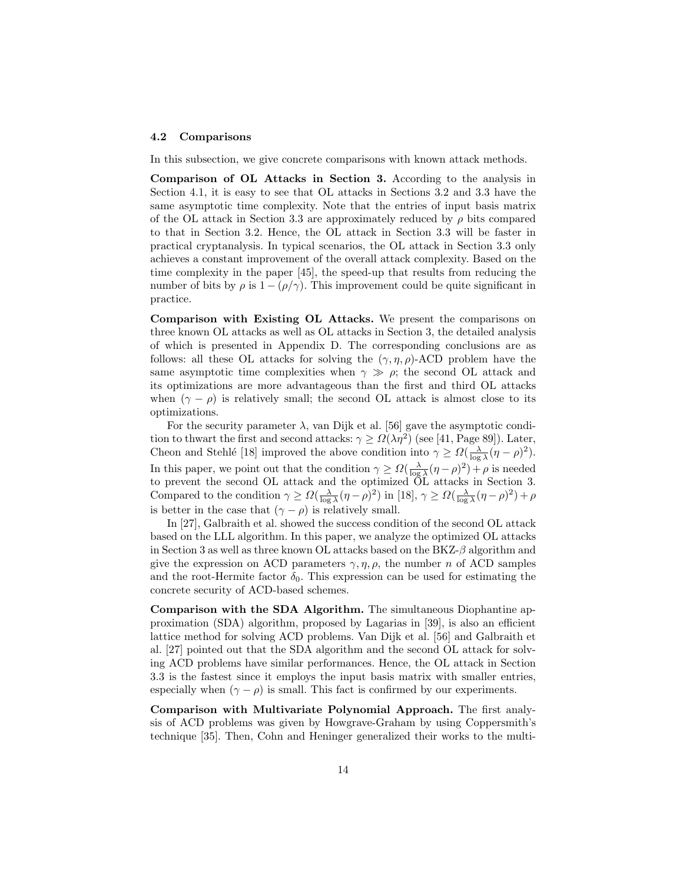### 4.2 Comparisons

In this subsection, we give concrete comparisons with known attack methods.

**Comparison of OL Attacks in Section 3.** According to the analysis in Section 4.1, it is easy to see that OL attacks in Sections 3.2 and 3.3 have the same asymptotic time complexity. Note that the entries of input basis matrix of the OL attack in Section 3.3 are approximately reduced by $\rho$ bits compared to that in Section 3.2. Hence, the OL attack in Section 3.3 will be faster in practical cryptanalysis. In typical scenarios, the OL attack in Section 3.3 only achieves a constant improvement of the overall attack complexity. Based on the time complexity in the paper [45], the speed-up that results from reducing the number of bits by $\rho$ is $1-(\rho/\gamma)$. This improvement could be quite significant in practice.

**Comparison with Existing OL Attacks.** We present the comparisons on three known OL attacks as well as OL attacks in Section 3, the detailed analysis of which is presented in Appendix D. The corresponding conclusions are as follows: all these OL attacks for solving the $(\gamma, \eta, \rho)$-ACD problem have the same asymptotic time complexities when $\gamma \gg \rho$; the second OL attack and its optimizations are more advantageous than the first and third OL attacks when $(\gamma - \rho)$ is relatively small; the second OL attack is almost close to its optimizations.

For the security parameter $\lambda$, van Dijk et al. [56] gave the asymptotic condition to thwart the first and second attacks: $\gamma \geq \Omega(\lambda\eta^2)$ (see [41, Page 89]). Later, Cheon and Stehlé [18] improved the above condition into $\gamma \geq \Omega(\frac{\lambda}{\log\lambda}(\eta-\rho)^2)$. In this paper, we point out that the condition $\gamma \geq \Omega(\frac{\lambda}{\log\lambda}(\eta-\rho)^2)+\rho$ is needed to prevent the second OL attack and the optimized OL attacks in Section 3. Compared to the condition $\gamma \geq \Omega(\frac{\lambda}{\log\lambda}(\eta-\rho)^2)$ in [18], $\gamma \geq \Omega(\frac{\lambda}{\log\lambda}(\eta-\rho)^2)+\rho$ is better in the case that $(\gamma-\rho)$ is relatively small.

In [27], Galbraith et al. showed the success condition of the second OL attack based on the LLL algorithm. In this paper, we analyze the optimized OL attacks in Section 3 as well as three known OL attacks based on the BKZ-$\beta$ algorithm and give the expression on ACD parameters $\gamma, \eta, \rho$, the number $n$ of ACD samples and the root-Hermite factor $\delta_0$. This expression can be used for estimating the concrete security of ACD-based schemes.

**Comparison with the SDA Algorithm.** The simultaneous Diophantine approximation (SDA) algorithm, proposed by Lagarias in [39], is also an efficient lattice method for solving ACD problems. Van Dijk et al. [56] and Galbraith et al. [27] pointed out that the SDA algorithm and the second OL attack for solving ACD problems have similar performances. Hence, the OL attack in Section 3.3 is the fastest since it employs the input basis matrix with smaller entries, especially when $(\gamma - \rho)$ is small. This fact is confirmed by our experiments.

**Comparison with Multivariate Polynomial Approach.** The first analysis of ACD problems was given by Howgrave-Graham by using Coppersmith's technique [35]. Then, Cohn and Heninger generalized their works to the multi-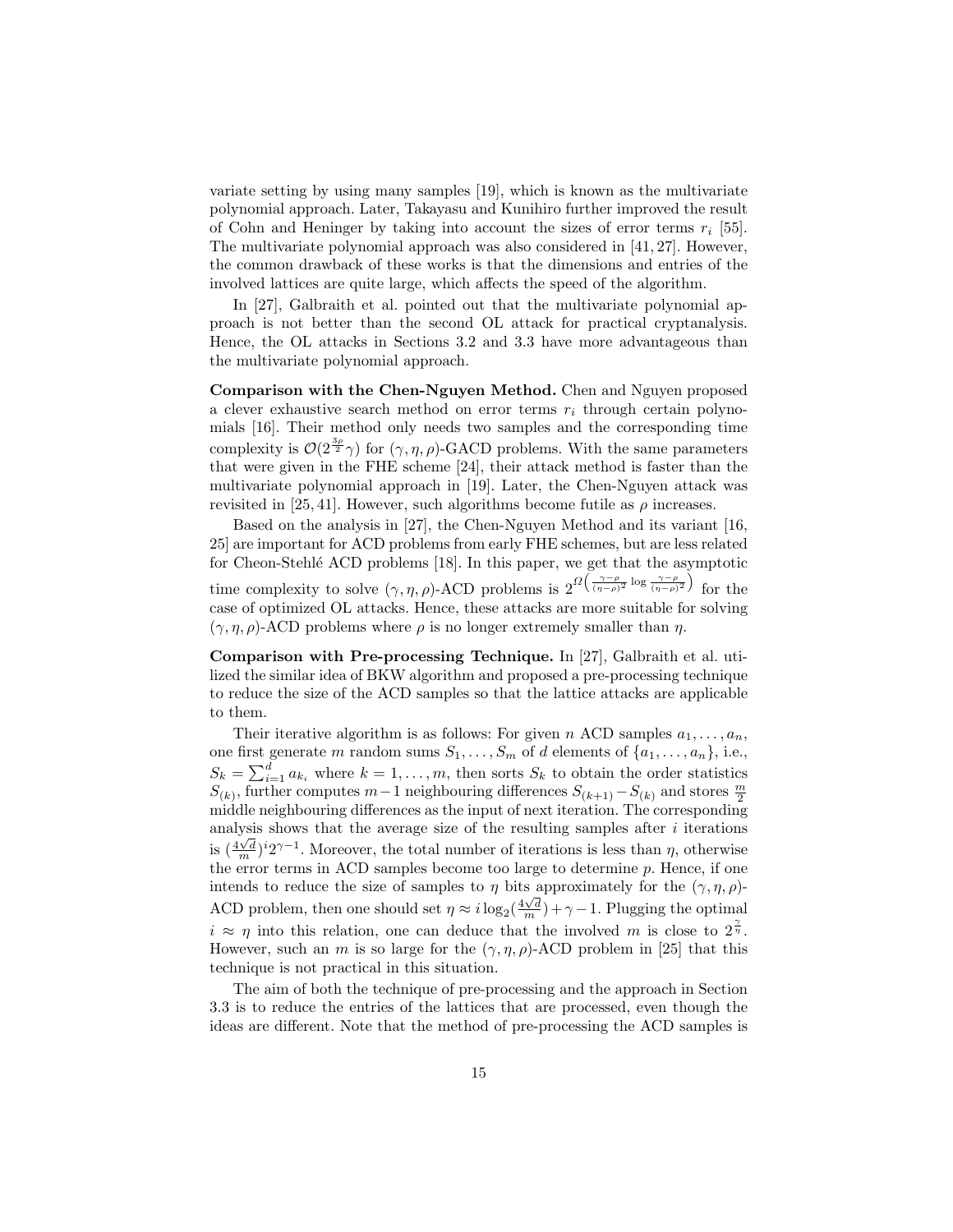variate setting by using many samples [19], which is known as the multivariate polynomial approach. Later, Takayasu and Kunihiro further improved the result of Cohn and Heninger by taking into account the sizes of error terms $r_i$ [55]. The multivariate polynomial approach was also considered in [41, 27]. However, the common drawback of these works is that the dimensions and entries of the involved lattices are quite large, which affects the speed of the algorithm.

In [27], Galbraith et al. pointed out that the multivariate polynomial approach is not better than the second OL attack for practical cryptanalysis. Hence, the OL attacks in Sections 3.2 and 3.3 have more advantageous than the multivariate polynomial approach.

**Comparison with the Chen-Nguyen Method.** Chen and Nguyen proposed a clever exhaustive search method on error terms $r_i$ through certain polynomials [16]. Their method only needs two samples and the corresponding time complexity is $\mathcal{O}(2^{\frac{3\rho}{2}}\gamma)$ for $(\gamma, \eta, \rho)$-GACD problems. With the same parameters that were given in the FHE scheme [24], their attack method is faster than the multivariate polynomial approach in [19]. Later, the Chen-Nguyen attack was revisited in [25, 41]. However, such algorithms become futile as $\rho$ increases.

Based on the analysis in [27], the Chen-Nguyen Method and its variant [16, 25] are important for ACD problems from early FHE schemes, but are less related for Cheon-Stehlé ACD problems [18]. In this paper, we get that the asymptotic time complexity to solve $(\gamma, \eta, \rho)$-ACD problems is $2^{\Omega\left(\frac{\gamma-\rho}{(\eta-\rho)^2}\log\frac{\gamma-\rho}{(\eta-\rho)^2}\right)}$ for the case of optimized OL attacks. Hence, these attacks are more suitable for solving $(\gamma, \eta, \rho)$-ACD problems where $\rho$ is no longer extremely smaller than $\eta$.

**Comparison with Pre-processing Technique.** In [27], Galbraith et al. utilized the similar idea of BKW algorithm and proposed a pre-processing technique to reduce the size of the ACD samples so that the lattice attacks are applicable to them.

Their iterative algorithm is as follows: For given $n$ ACD samples $a_1, \ldots, a_n$, one first generate $m$ random sums $S_1, \ldots, S_m$ of $d$ elements of $\{a_1, \ldots, a_n\}$, i.e., $S_k = \sum_{i=1}^{d} a_{k_i}$ where $k = 1, \ldots, m$, then sorts $S_k$ to obtain the order statistics $S_{(k)}$, further computes $m-1$ neighbouring differences $S_{(k+1)} - S_{(k)}$ and stores $\frac{m}{2}$ middle neighbouring differences as the input of next iteration. The corresponding analysis shows that the average size of the resulting samples after $i$ iterations is $(\frac{4\sqrt{d}}{m})^i 2^{\gamma-1}$. Moreover, the total number of iterations is less than $\eta$, otherwise the error terms in ACD samples become too large to determine $p$. Hence, if one intends to reduce the size of samples to $\eta$ bits approximately for the $(\gamma, \eta, \rho)$-ACD problem, then one should set $\eta \approx i \log_2(\frac{4\sqrt{d}}{m}) + \gamma - 1$. Plugging the optimal $i \approx \eta$ into this relation, one can deduce that the involved $m$ is close to $2^{\frac{\gamma}{\eta}}$. However, such an $m$ is so large for the $(\gamma, \eta, \rho)$-ACD problem in [25] that this technique is not practical in this situation.

The aim of both the technique of pre-processing and the approach in Section 3.3 is to reduce the entries of the lattices that are processed, even though the ideas are different. Note that the method of pre-processing the ACD samples is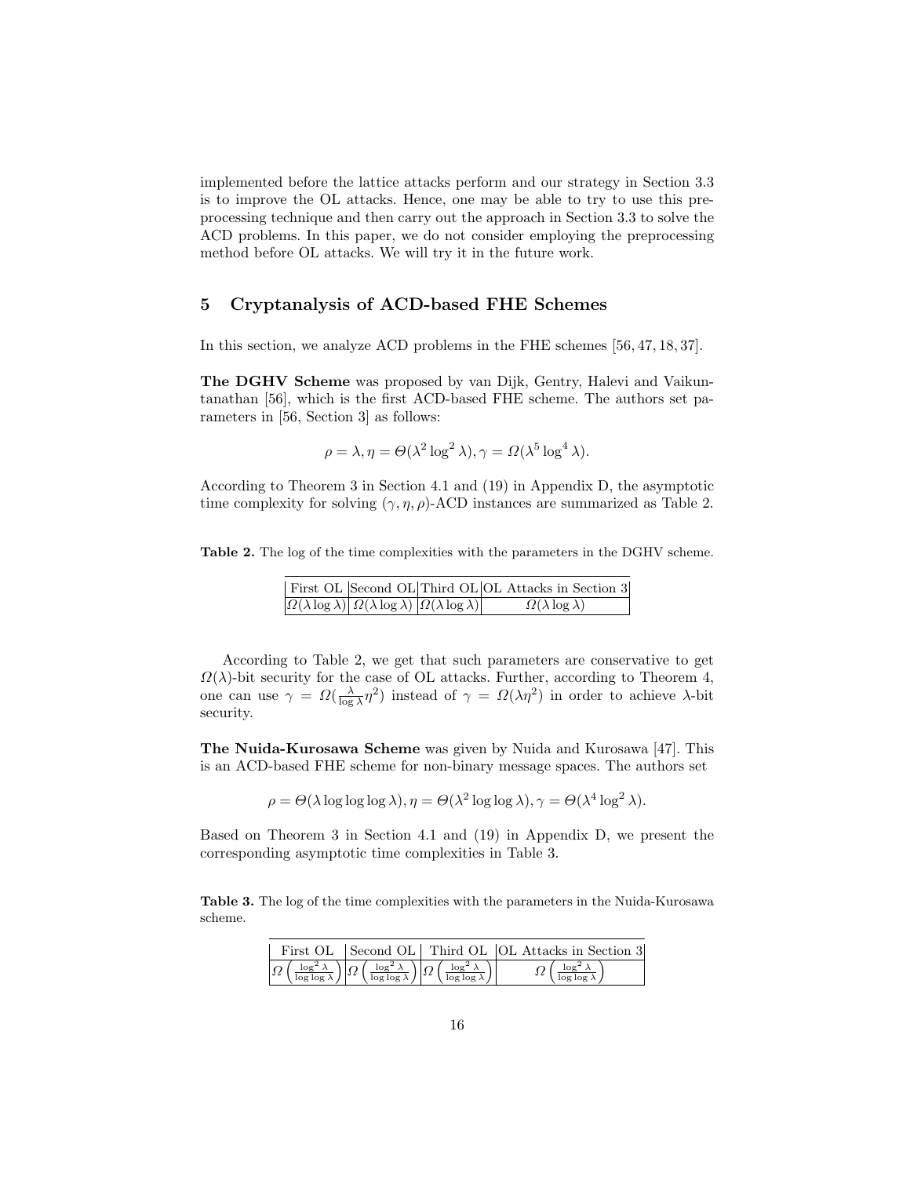implemented before the lattice attacks perform and our strategy in Section 3.3 is to improve the OL attacks. Hence, one may be able to try to use this preprocessing technique and then carry out the approach in Section 3.3 to solve the ACD problems. In this paper, we do not consider employing the preprocessing method before OL attacks. We will try it in the future work.

## 5 Cryptanalysis of ACD-based FHE Schemes

In this section, we analyze ACD problems in the FHE schemes [56, 47, 18, 37].

**The DGHV Scheme** was proposed by van Dijk, Gentry, Halevi and Vaikuntanathan [56], which is the first ACD-based FHE scheme. The authors set parameters in [56, Section 3] as follows:

$$\rho = \lambda, \eta = \Theta(\lambda^2 \log^2 \lambda), \gamma = \Omega(\lambda^5 \log^4 \lambda).$$

According to Theorem 3 in Section 4.1 and (19) in Appendix D, the asymptotic time complexity for solving $(\gamma, \eta, \rho)$-ACD instances are summarized as Table 2.

**Table 2.** The log of the time complexities with the parameters in the DGHV scheme.

| First OL | Second OL | Third OL | OL Attacks in Section 3 |
|---|---|---|---|
| $\Omega(\lambda \log \lambda)$ | $\Omega(\lambda \log \lambda)$ | $\Omega(\lambda \log \lambda)$ | $\Omega(\lambda \log \lambda)$ |

According to Table 2, we get that such parameters are conservative to get $\Omega(\lambda)$-bit security for the case of OL attacks. Further, according to Theorem 4, one can use $\gamma = \Omega(\frac{\lambda}{\log \lambda}\eta^2)$ instead of $\gamma = \Omega(\lambda\eta^2)$ in order to achieve $\lambda$-bit security.

**The Nuida-Kurosawa Scheme** was given by Nuida and Kurosawa [47]. This is an ACD-based FHE scheme for non-binary message spaces. The authors set

$$\rho = \Theta(\lambda \log\log\log \lambda), \eta = \Theta(\lambda^2 \log\log \lambda), \gamma = \Theta(\lambda^4 \log^2 \lambda).$$

Based on Theorem 3 in Section 4.1 and (19) in Appendix D, we present the corresponding asymptotic time complexities in Table 3.

**Table 3.** The log of the time complexities with the parameters in the Nuida-Kurosawa scheme.

| First OL | Second OL | Third OL | OL Attacks in Section 3 |
|---|---|---|---|
| $\Omega\left(\frac{\log^2 \lambda}{\log\log \lambda}\right)$ | $\Omega\left(\frac{\log^2 \lambda}{\log\log \lambda}\right)$ | $\Omega\left(\frac{\log^2 \lambda}{\log\log \lambda}\right)$ | $\Omega\left(\frac{\log^2 \lambda}{\log\log \lambda}\right)$ |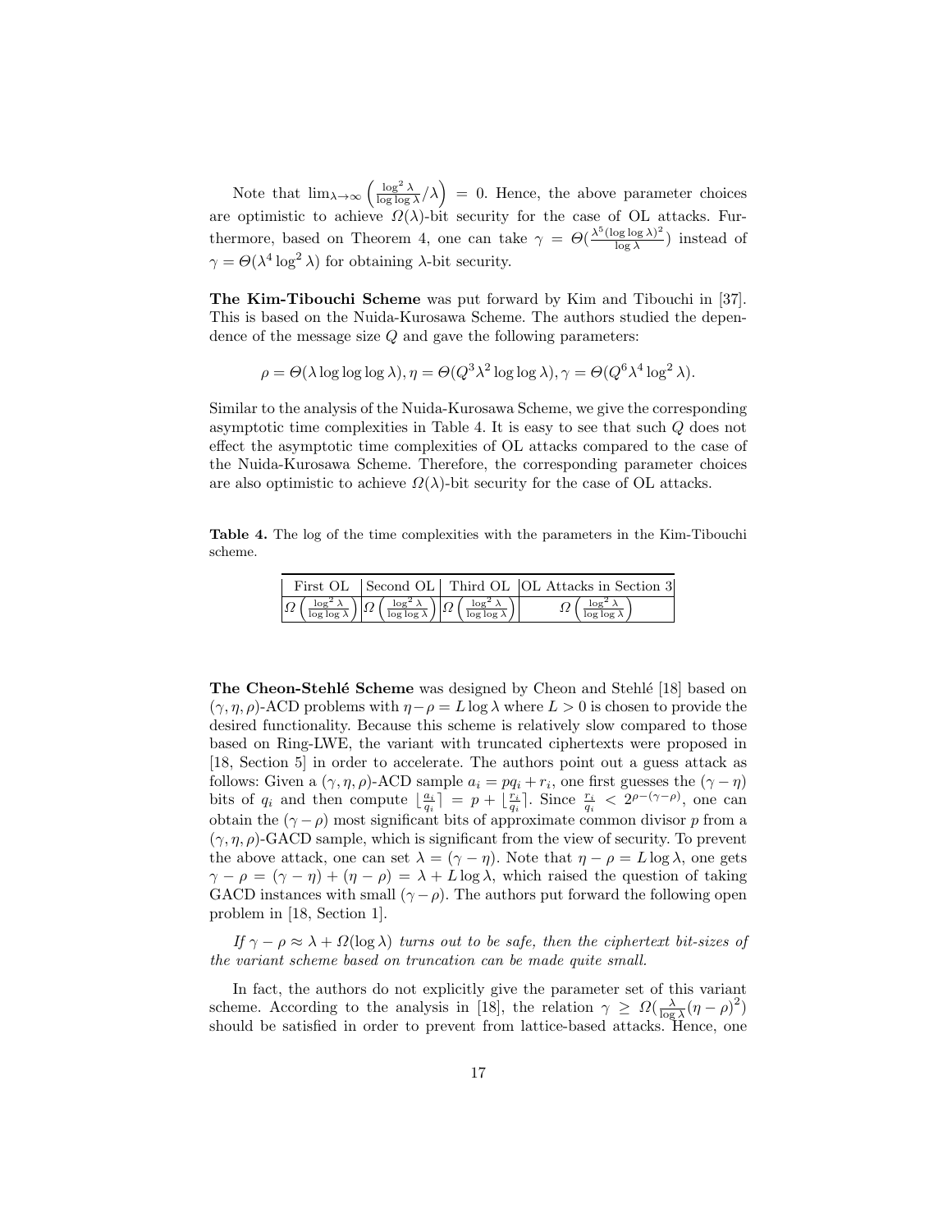Note that $\lim_{\lambda\to\infty}\left(\frac{\log^2\lambda}{\log\log\lambda}/\lambda\right) = 0$. Hence, the above parameter choices are optimistic to achieve $\Omega(\lambda)$-bit security for the case of OL attacks. Furthermore, based on Theorem 4, one can take $\gamma = \Theta(\frac{\lambda^5(\log\log\lambda)^2}{\log\lambda})$ instead of $\gamma = \Theta(\lambda^4\log^2\lambda)$ for obtaining $\lambda$-bit security.

**The Kim-Tibouchi Scheme** was put forward by Kim and Tibouchi in [37]. This is based on the Nuida-Kurosawa Scheme. The authors studied the dependence of the message size $Q$ and gave the following parameters:

$$\rho = \Theta(\lambda\log\log\log\lambda), \eta = \Theta(Q^3\lambda^2\log\log\lambda), \gamma = \Theta(Q^6\lambda^4\log^2\lambda).$$

Similar to the analysis of the Nuida-Kurosawa Scheme, we give the corresponding asymptotic time complexities in Table 4. It is easy to see that such $Q$ does not effect the asymptotic time complexities of OL attacks compared to the case of the Nuida-Kurosawa Scheme. Therefore, the corresponding parameter choices are also optimistic to achieve $\Omega(\lambda)$-bit security for the case of OL attacks.

**Table 4.** The log of the time complexities with the parameters in the Kim-Tibouchi scheme.

| First OL | Second OL | Third OL | OL Attacks in Section 3 |
|---|---|---|---|
| $\Omega\left(\frac{\log^2\lambda}{\log\log\lambda}\right)$ | $\Omega\left(\frac{\log^2\lambda}{\log\log\lambda}\right)$ | $\Omega\left(\frac{\log^2\lambda}{\log\log\lambda}\right)$ | $\Omega\left(\frac{\log^2\lambda}{\log\log\lambda}\right)$ |

**The Cheon-Stehlé Scheme** was designed by Cheon and Stehlé [18] based on $(\gamma,\eta,\rho)$-ACD problems with $\eta-\rho = L\log\lambda$ where $L > 0$ is chosen to provide the desired functionality. Because this scheme is relatively slow compared to those based on Ring-LWE, the variant with truncated ciphertexts were proposed in [18, Section 5] in order to accelerate. The authors point out a guess attack as follows: Given a $(\gamma,\eta,\rho)$-ACD sample $a_i = pq_i + r_i$, one first guesses the $(\gamma-\eta)$ bits of $q_i$ and then compute $\lfloor\frac{a_i}{q_i}\rceil = p + \lfloor\frac{r_i}{q_i}\rceil$. Since $\frac{r_i}{q_i} < 2^{\rho-(\gamma-\rho)}$, one can obtain the $(\gamma-\rho)$ most significant bits of approximate common divisor $p$ from a $(\gamma,\eta,\rho)$-GACD sample, which is significant from the view of security. To prevent the above attack, one can set $\lambda = (\gamma-\eta)$. Note that $\eta-\rho = L\log\lambda$, one gets $\gamma-\rho = (\gamma-\eta)+(\eta-\rho) = \lambda + L\log\lambda$, which raised the question of taking GACD instances with small $(\gamma-\rho)$. The authors put forward the following open problem in [18, Section 1].

*If $\gamma-\rho \approx \lambda + \Omega(\log\lambda)$ turns out to be safe, then the ciphertext bit-sizes of the variant scheme based on truncation can be made quite small.*

In fact, the authors do not explicitly give the parameter set of this variant scheme. According to the analysis in [18], the relation $\gamma \geq \Omega(\frac{\lambda}{\log\lambda}(\eta-\rho)^2)$ should be satisfied in order to prevent from lattice-based attacks. Hence, one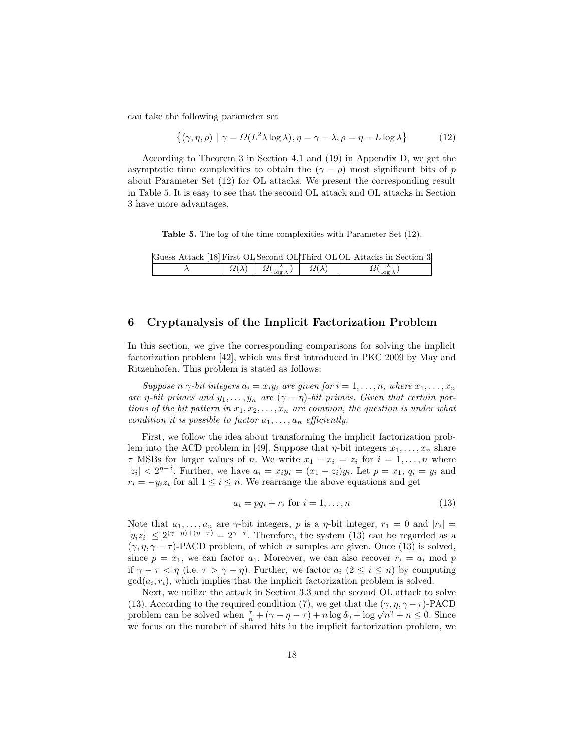can take the following parameter set

$$\left\{(\gamma, \eta, \rho) \mid \gamma = \Omega(L^2 \lambda \log \lambda), \eta = \gamma - \lambda, \rho = \eta - L \log \lambda\right\} \tag{12}$$

According to Theorem 3 in Section 4.1 and (19) in Appendix D, we get the asymptotic time complexities to obtain the $(\gamma - \rho)$ most significant bits of $p$ about Parameter Set (12) for OL attacks. We present the corresponding result in Table 5. It is easy to see that the second OL attack and OL attacks in Section 3 have more advantages.

**Table 5.** The log of the time complexities with Parameter Set (12).

| Guess Attack [18] | First OL | Second OL | Third OL | OL Attacks in Section 3 |
|---|---|---|---|---|
| $\lambda$ | $\Omega(\lambda)$ | $\Omega(\frac{\lambda}{\log \lambda})$ | $\Omega(\lambda)$ | $\Omega(\frac{\lambda}{\log \lambda})$ |

## 6 Cryptanalysis of the Implicit Factorization Problem

In this section, we give the corresponding comparisons for solving the implicit factorization problem [42], which was first introduced in PKC 2009 by May and Ritzenhofen. This problem is stated as follows:

*Suppose $n$ $\gamma$-bit integers $a_i = x_i y_i$ are given for $i = 1, \ldots, n$, where $x_1, \ldots, x_n$ are $\eta$-bit primes and $y_1, \ldots, y_n$ are $(\gamma - \eta)$-bit primes. Given that certain portions of the bit pattern in $x_1, x_2, \ldots, x_n$ are common, the question is under what condition it is possible to factor $a_1, \ldots, a_n$ efficiently.*

First, we follow the idea about transforming the implicit factorization problem into the ACD problem in [49]. Suppose that $\eta$-bit integers $x_1, \ldots, x_n$ share $\tau$ MSBs for larger values of $n$. We write $x_1 - x_i = z_i$ for $i = 1, \ldots, n$ where $|z_i| < 2^{\eta - \delta}$. Further, we have $a_i = x_i y_i = (x_1 - z_i) y_i$. Let $p = x_1$, $q_i = y_i$ and $r_i = -y_i z_i$ for all $1 \le i \le n$. We rearrange the above equations and get

$$a_i = p q_i + r_i \text{ for } i = 1, \ldots, n \tag{13}$$

Note that $a_1, \ldots, a_n$ are $\gamma$-bit integers, $p$ is a $\eta$-bit integer, $r_1 = 0$ and $|r_i| = |y_i z_i| \le 2^{(\gamma - \eta) + (\eta - \tau)} = 2^{\gamma - \tau}$. Therefore, the system (13) can be regarded as a $(\gamma, \eta, \gamma - \tau)$-PACD problem, of which $n$ samples are given. Once (13) is solved, since $p = x_1$, we can factor $a_1$. Moreover, we can also recover $r_i = a_i \bmod p$ if $\gamma - \tau < \eta$ (i.e. $\tau > \gamma - \eta$). Further, we factor $a_i$ $(2 \le i \le n)$ by computing $\gcd(a_i, r_i)$, which implies that the implicit factorization problem is solved.

Next, we utilize the attack in Section 3.3 and the second OL attack to solve (13). According to the required condition (7), we get that the $(\gamma, \eta, \gamma - \tau)$-PACD problem can be solved when $\frac{\tau}{n} + (\gamma - \eta - \tau) + n \log \delta_0 + \log \sqrt{n^2 + n} \le 0$. Since we focus on the number of shared bits in the implicit factorization problem, we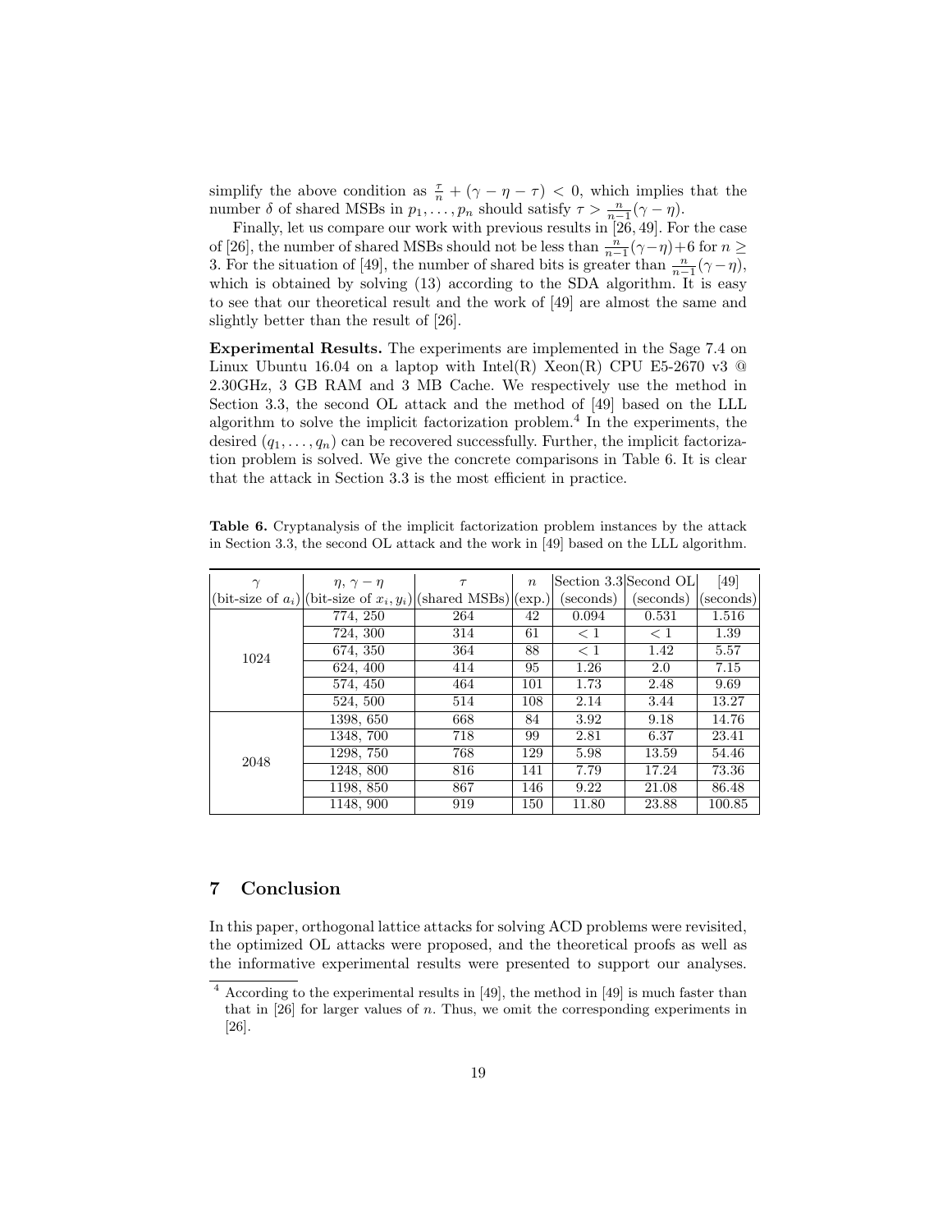simplify the above condition as $\frac{\tau}{n} + (\gamma - \eta - \tau) < 0$, which implies that the number $\delta$ of shared MSBs in $p_1, \ldots, p_n$ should satisfy $\tau > \frac{n}{n-1}(\gamma - \eta)$.

Finally, let us compare our work with previous results in [26, 49]. For the case of [26], the number of shared MSBs should not be less than $\frac{n}{n-1}(\gamma-\eta)+6$ for $n \geq 3$. For the situation of [49], the number of shared bits is greater than $\frac{n}{n-1}(\gamma-\eta)$, which is obtained by solving (13) according to the SDA algorithm. It is easy to see that our theoretical result and the work of [49] are almost the same and slightly better than the result of [26].

**Experimental Results.** The experiments are implemented in the Sage 7.4 on Linux Ubuntu 16.04 on a laptop with Intel(R) Xeon(R) CPU E5-2670 v3 @ 2.30GHz, 3 GB RAM and 3 MB Cache. We respectively use the method in Section 3.3, the second OL attack and the method of [49] based on the LLL algorithm to solve the implicit factorization problem.[4] In the experiments, the desired $(q_1, \ldots, q_n)$ can be recovered successfully. Further, the implicit factorization problem is solved. We give the concrete comparisons in Table 6. It is clear that the attack in Section 3.3 is the most efficient in practice.

**Table 6.** Cryptanalysis of the implicit factorization problem instances by the attack in Section 3.3, the second OL attack and the work in [49] based on the LLL algorithm.

| $\gamma$ (bit-size of $a_i$) | $\eta, \gamma-\eta$ (bit-size of $x_i, y_i$) | $\tau$ (shared MSBs) | $n$ (exp.) | Section 3.3 (seconds) | Second OL (seconds) | [49] (seconds) |
|---|---|---|---|---|---|---|
| 1024 | 774, 250 | 264 | 42 | 0.094 | 0.531 | 1.516 |
| | 724, 300 | 314 | 61 | $< 1$ | $< 1$ | 1.39 |
| | 674, 350 | 364 | 88 | $< 1$ | 1.42 | 5.57 |
| | 624, 400 | 414 | 95 | 1.26 | 2.0 | 7.15 |
| | 574, 450 | 464 | 101 | 1.73 | 2.48 | 9.69 |
| | 524, 500 | 514 | 108 | 2.14 | 3.44 | 13.27 |
| 2048 | 1398, 650 | 668 | 84 | 3.92 | 9.18 | 14.76 |
| | 1348, 700 | 718 | 99 | 2.81 | 6.37 | 23.41 |
| | 1298, 750 | 768 | 129 | 5.98 | 13.59 | 54.46 |
| | 1248, 800 | 816 | 141 | 7.79 | 17.24 | 73.36 |
| | 1198, 850 | 867 | 146 | 9.22 | 21.08 | 86.48 |
| | 1148, 900 | 919 | 150 | 11.80 | 23.88 | 100.85 |

## 7 Conclusion

In this paper, orthogonal lattice attacks for solving ACD problems were revisited, the optimized OL attacks were proposed, and the theoretical proofs as well as the informative experimental results were presented to support our analyses.

[4] According to the experimental results in [49], the method in [49] is much faster than that in [26] for larger values of $n$. Thus, we omit the corresponding experiments in [26].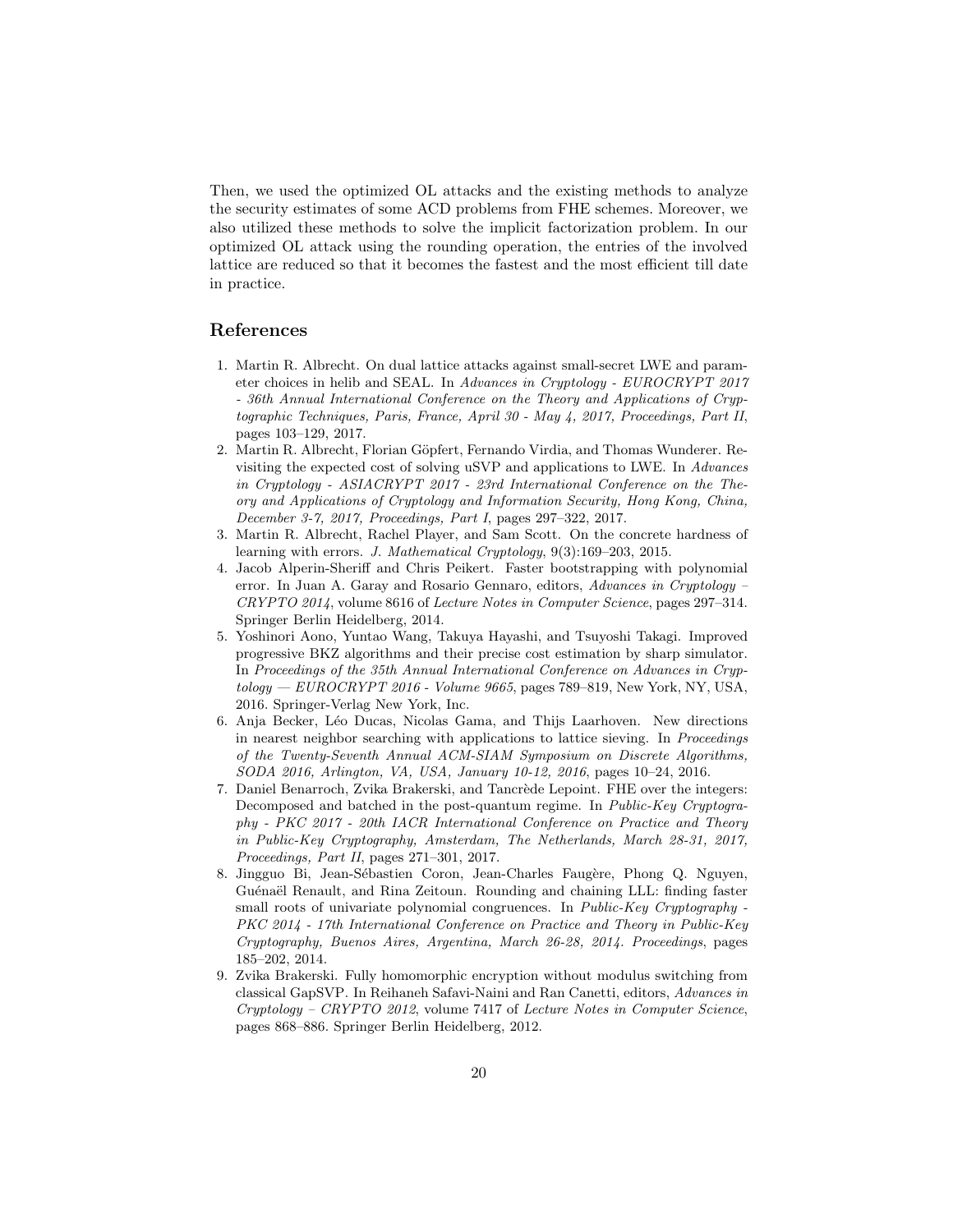Then, we used the optimized OL attacks and the existing methods to analyze the security estimates of some ACD problems from FHE schemes. Moreover, we also utilized these methods to solve the implicit factorization problem. In our optimized OL attack using the rounding operation, the entries of the involved lattice are reduced so that it becomes the fastest and the most efficient till date in practice.

## References

1. Martin R. Albrecht. On dual lattice attacks against small-secret LWE and parameter choices in helib and SEAL. In *Advances in Cryptology - EUROCRYPT 2017 - 36th Annual International Conference on the Theory and Applications of Cryptographic Techniques, Paris, France, April 30 - May 4, 2017, Proceedings, Part II*, pages 103–129, 2017.
2. Martin R. Albrecht, Florian Göpfert, Fernando Virdia, and Thomas Wunderer. Revisiting the expected cost of solving uSVP and applications to LWE. In *Advances in Cryptology - ASIACRYPT 2017 - 23rd International Conference on the Theory and Applications of Cryptology and Information Security, Hong Kong, China, December 3-7, 2017, Proceedings, Part I*, pages 297–322, 2017.
3. Martin R. Albrecht, Rachel Player, and Sam Scott. On the concrete hardness of learning with errors. *J. Mathematical Cryptology*, 9(3):169–203, 2015.
4. Jacob Alperin-Sheriff and Chris Peikert. Faster bootstrapping with polynomial error. In Juan A. Garay and Rosario Gennaro, editors, *Advances in Cryptology – CRYPTO 2014*, volume 8616 of *Lecture Notes in Computer Science*, pages 297–314. Springer Berlin Heidelberg, 2014.
5. Yoshinori Aono, Yuntao Wang, Takuya Hayashi, and Tsuyoshi Takagi. Improved progressive BKZ algorithms and their precise cost estimation by sharp simulator. In *Proceedings of the 35th Annual International Conference on Advances in Cryptology — EUROCRYPT 2016 - Volume 9665*, pages 789–819, New York, NY, USA, 2016. Springer-Verlag New York, Inc.
6. Anja Becker, Léo Ducas, Nicolas Gama, and Thijs Laarhoven. New directions in nearest neighbor searching with applications to lattice sieving. In *Proceedings of the Twenty-Seventh Annual ACM-SIAM Symposium on Discrete Algorithms, SODA 2016, Arlington, VA, USA, January 10-12, 2016*, pages 10–24, 2016.
7. Daniel Benarroch, Zvika Brakerski, and Tancrède Lepoint. FHE over the integers: Decomposed and batched in the post-quantum regime. In *Public-Key Cryptography - PKC 2017 - 20th IACR International Conference on Practice and Theory in Public-Key Cryptography, Amsterdam, The Netherlands, March 28-31, 2017, Proceedings, Part II*, pages 271–301, 2017.
8. Jingguo Bi, Jean-Sébastien Coron, Jean-Charles Faugère, Phong Q. Nguyen, Guénaël Renault, and Rina Zeitoun. Rounding and chaining LLL: finding faster small roots of univariate polynomial congruences. In *Public-Key Cryptography - PKC 2014 - 17th International Conference on Practice and Theory in Public-Key Cryptography, Buenos Aires, Argentina, March 26-28, 2014. Proceedings*, pages 185–202, 2014.
9. Zvika Brakerski. Fully homomorphic encryption without modulus switching from classical GapSVP. In Reihaneh Safavi-Naini and Ran Canetti, editors, *Advances in Cryptology – CRYPTO 2012*, volume 7417 of *Lecture Notes in Computer Science*, pages 868–886. Springer Berlin Heidelberg, 2012.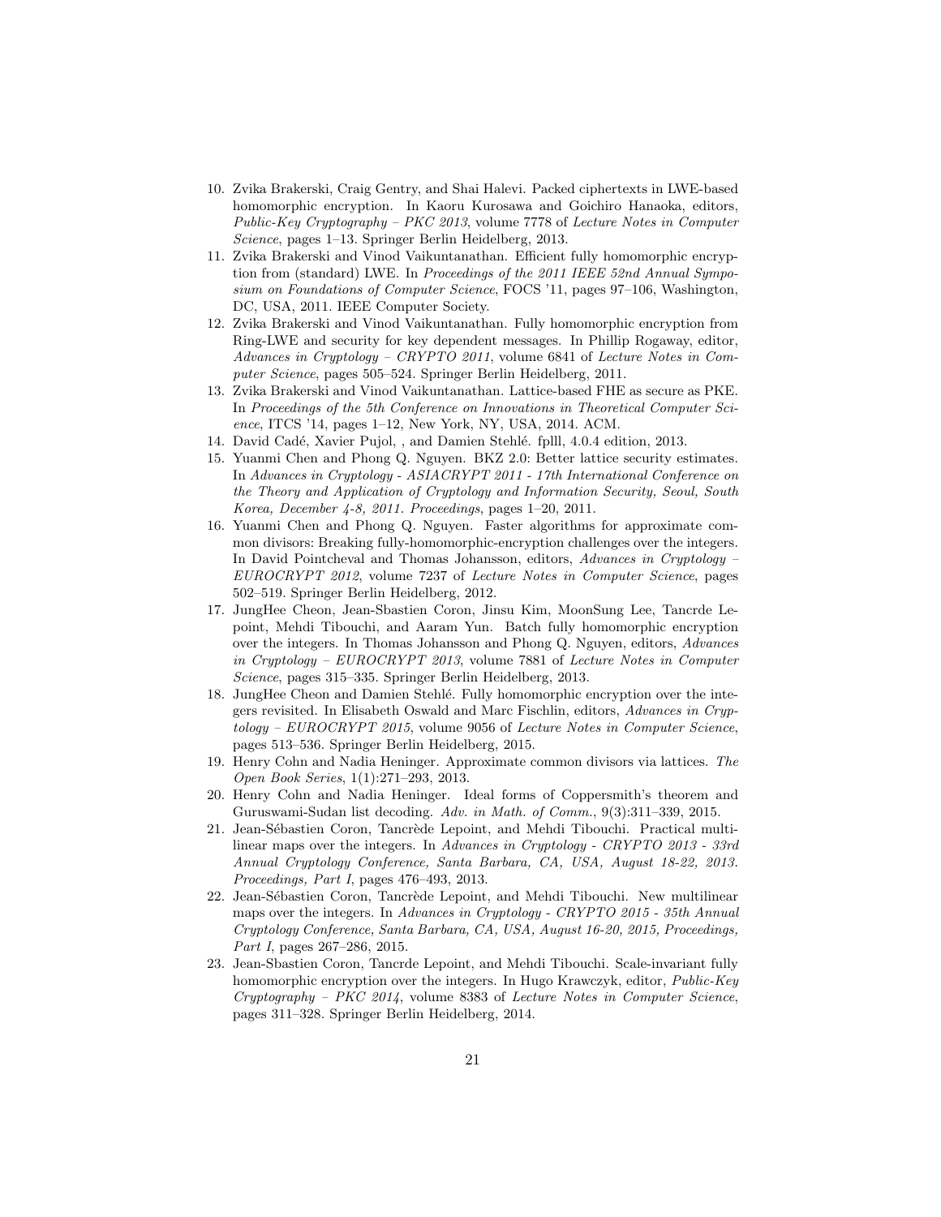10. Zvika Brakerski, Craig Gentry, and Shai Halevi. Packed ciphertexts in LWE-based homomorphic encryption. In Kaoru Kurosawa and Goichiro Hanaoka, editors, *Public-Key Cryptography – PKC 2013*, volume 7778 of *Lecture Notes in Computer Science*, pages 1–13. Springer Berlin Heidelberg, 2013.
11. Zvika Brakerski and Vinod Vaikuntanathan. Efficient fully homomorphic encryption from (standard) LWE. In *Proceedings of the 2011 IEEE 52nd Annual Symposium on Foundations of Computer Science*, FOCS '11, pages 97–106, Washington, DC, USA, 2011. IEEE Computer Society.
12. Zvika Brakerski and Vinod Vaikuntanathan. Fully homomorphic encryption from Ring-LWE and security for key dependent messages. In Phillip Rogaway, editor, *Advances in Cryptology – CRYPTO 2011*, volume 6841 of *Lecture Notes in Computer Science*, pages 505–524. Springer Berlin Heidelberg, 2011.
13. Zvika Brakerski and Vinod Vaikuntanathan. Lattice-based FHE as secure as PKE. In *Proceedings of the 5th Conference on Innovations in Theoretical Computer Science*, ITCS '14, pages 1–12, New York, NY, USA, 2014. ACM.
14. David Cadé, Xavier Pujol, , and Damien Stehlé. fplll, 4.0.4 edition, 2013.
15. Yuanmi Chen and Phong Q. Nguyen. BKZ 2.0: Better lattice security estimates. In *Advances in Cryptology - ASIACRYPT 2011 - 17th International Conference on the Theory and Application of Cryptology and Information Security, Seoul, South Korea, December 4-8, 2011. Proceedings*, pages 1–20, 2011.
16. Yuanmi Chen and Phong Q. Nguyen. Faster algorithms for approximate common divisors: Breaking fully-homomorphic-encryption challenges over the integers. In David Pointcheval and Thomas Johansson, editors, *Advances in Cryptology – EUROCRYPT 2012*, volume 7237 of *Lecture Notes in Computer Science*, pages 502–519. Springer Berlin Heidelberg, 2012.
17. JungHee Cheon, Jean-Sbastien Coron, Jinsu Kim, MoonSung Lee, Tancrde Lepoint, Mehdi Tibouchi, and Aaram Yun. Batch fully homomorphic encryption over the integers. In Thomas Johansson and Phong Q. Nguyen, editors, *Advances in Cryptology – EUROCRYPT 2013*, volume 7881 of *Lecture Notes in Computer Science*, pages 315–335. Springer Berlin Heidelberg, 2013.
18. JungHee Cheon and Damien Stehlé. Fully homomorphic encryption over the integers revisited. In Elisabeth Oswald and Marc Fischlin, editors, *Advances in Cryptology – EUROCRYPT 2015*, volume 9056 of *Lecture Notes in Computer Science*, pages 513–536. Springer Berlin Heidelberg, 2015.
19. Henry Cohn and Nadia Heninger. Approximate common divisors via lattices. *The Open Book Series*, 1(1):271–293, 2013.
20. Henry Cohn and Nadia Heninger. Ideal forms of Coppersmith's theorem and Guruswami-Sudan list decoding. *Adv. in Math. of Comm.*, 9(3):311–339, 2015.
21. Jean-Sébastien Coron, Tancrède Lepoint, and Mehdi Tibouchi. Practical multilinear maps over the integers. In *Advances in Cryptology - CRYPTO 2013 - 33rd Annual Cryptology Conference, Santa Barbara, CA, USA, August 18-22, 2013. Proceedings, Part I*, pages 476–493, 2013.
22. Jean-Sébastien Coron, Tancrède Lepoint, and Mehdi Tibouchi. New multilinear maps over the integers. In *Advances in Cryptology - CRYPTO 2015 - 35th Annual Cryptology Conference, Santa Barbara, CA, USA, August 16-20, 2015, Proceedings, Part I*, pages 267–286, 2015.
23. Jean-Sbastien Coron, Tancrde Lepoint, and Mehdi Tibouchi. Scale-invariant fully homomorphic encryption over the integers. In Hugo Krawczyk, editor, *Public-Key Cryptography – PKC 2014*, volume 8383 of *Lecture Notes in Computer Science*, pages 311–328. Springer Berlin Heidelberg, 2014.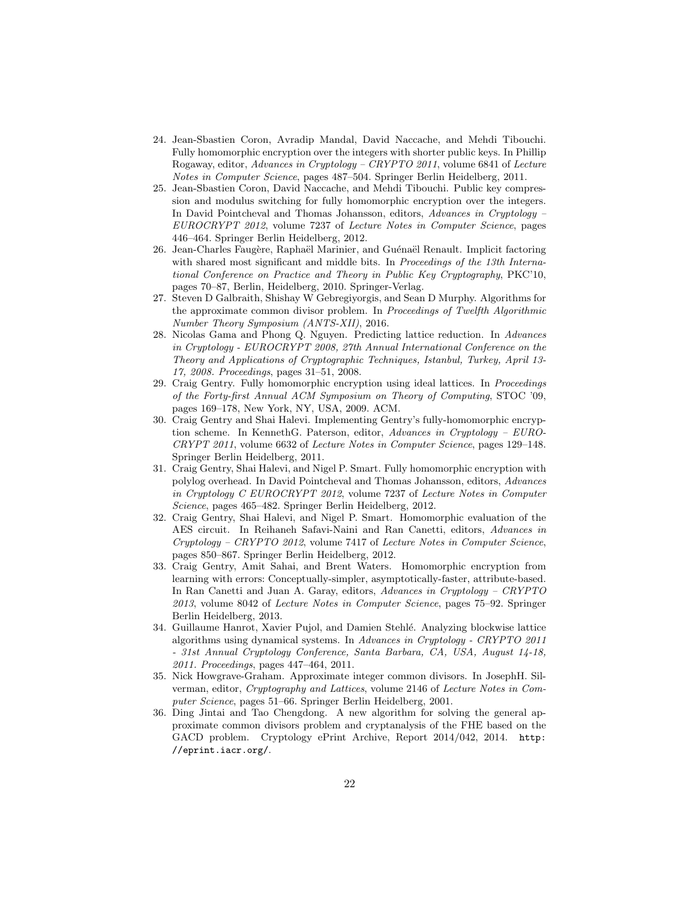24. Jean-Sbastien Coron, Avradip Mandal, David Naccache, and Mehdi Tibouchi. Fully homomorphic encryption over the integers with shorter public keys. In Phillip Rogaway, editor, *Advances in Cryptology – CRYPTO 2011*, volume 6841 of *Lecture Notes in Computer Science*, pages 487–504. Springer Berlin Heidelberg, 2011.
25. Jean-Sbastien Coron, David Naccache, and Mehdi Tibouchi. Public key compression and modulus switching for fully homomorphic encryption over the integers. In David Pointcheval and Thomas Johansson, editors, *Advances in Cryptology – EUROCRYPT 2012*, volume 7237 of *Lecture Notes in Computer Science*, pages 446–464. Springer Berlin Heidelberg, 2012.
26. Jean-Charles Faugère, Raphaël Marinier, and Guénaël Renault. Implicit factoring with shared most significant and middle bits. In *Proceedings of the 13th International Conference on Practice and Theory in Public Key Cryptography*, PKC'10, pages 70–87, Berlin, Heidelberg, 2010. Springer-Verlag.
27. Steven D Galbraith, Shishay W Gebregiyorgis, and Sean D Murphy. Algorithms for the approximate common divisor problem. In *Proceedings of Twelfth Algorithmic Number Theory Symposium (ANTS-XII)*, 2016.
28. Nicolas Gama and Phong Q. Nguyen. Predicting lattice reduction. In *Advances in Cryptology - EUROCRYPT 2008, 27th Annual International Conference on the Theory and Applications of Cryptographic Techniques, Istanbul, Turkey, April 13-17, 2008. Proceedings*, pages 31–51, 2008.
29. Craig Gentry. Fully homomorphic encryption using ideal lattices. In *Proceedings of the Forty-first Annual ACM Symposium on Theory of Computing*, STOC '09, pages 169–178, New York, NY, USA, 2009. ACM.
30. Craig Gentry and Shai Halevi. Implementing Gentry's fully-homomorphic encryption scheme. In KennethG. Paterson, editor, *Advances in Cryptology – EUROCRYPT 2011*, volume 6632 of *Lecture Notes in Computer Science*, pages 129–148. Springer Berlin Heidelberg, 2011.
31. Craig Gentry, Shai Halevi, and Nigel P. Smart. Fully homomorphic encryption with polylog overhead. In David Pointcheval and Thomas Johansson, editors, *Advances in Cryptology C EUROCRYPT 2012*, volume 7237 of *Lecture Notes in Computer Science*, pages 465–482. Springer Berlin Heidelberg, 2012.
32. Craig Gentry, Shai Halevi, and Nigel P. Smart. Homomorphic evaluation of the AES circuit. In Reihaneh Safavi-Naini and Ran Canetti, editors, *Advances in Cryptology – CRYPTO 2012*, volume 7417 of *Lecture Notes in Computer Science*, pages 850–867. Springer Berlin Heidelberg, 2012.
33. Craig Gentry, Amit Sahai, and Brent Waters. Homomorphic encryption from learning with errors: Conceptually-simpler, asymptotically-faster, attribute-based. In Ran Canetti and Juan A. Garay, editors, *Advances in Cryptology – CRYPTO 2013*, volume 8042 of *Lecture Notes in Computer Science*, pages 75–92. Springer Berlin Heidelberg, 2013.
34. Guillaume Hanrot, Xavier Pujol, and Damien Stehlé. Analyzing blockwise lattice algorithms using dynamical systems. In *Advances in Cryptology - CRYPTO 2011 - 31st Annual Cryptology Conference, Santa Barbara, CA, USA, August 14-18, 2011. Proceedings*, pages 447–464, 2011.
35. Nick Howgrave-Graham. Approximate integer common divisors. In JosephH. Silverman, editor, *Cryptography and Lattices*, volume 2146 of *Lecture Notes in Computer Science*, pages 51–66. Springer Berlin Heidelberg, 2001.
36. Ding Jintai and Tao Chengdong. A new algorithm for solving the general approximate common divisors problem and cryptanalysis of the FHE based on the GACD problem. Cryptology ePrint Archive, Report 2014/042, 2014. `http://eprint.iacr.org/`.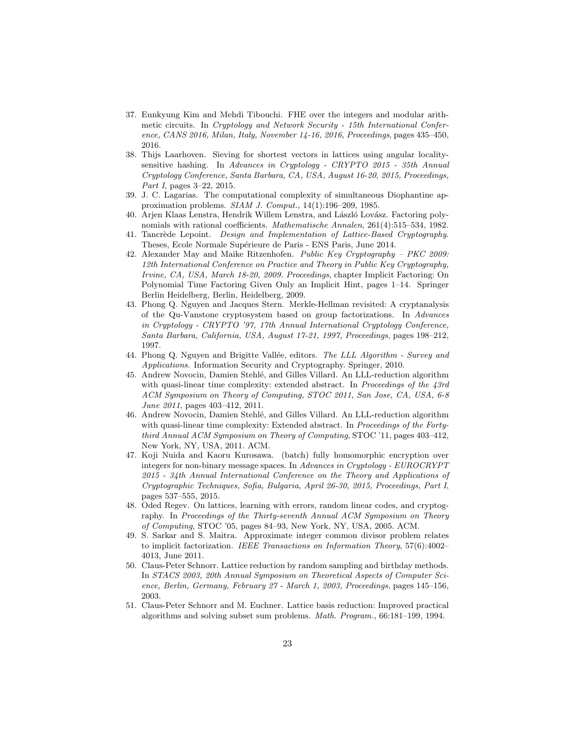37. Eunkyung Kim and Mehdi Tibouchi. FHE over the integers and modular arithmetic circuits. In *Cryptology and Network Security - 15th International Conference, CANS 2016, Milan, Italy, November 14-16, 2016, Proceedings*, pages 435–450, 2016.
38. Thijs Laarhoven. Sieving for shortest vectors in lattices using angular locality-sensitive hashing. In *Advances in Cryptology - CRYPTO 2015 - 35th Annual Cryptology Conference, Santa Barbara, CA, USA, August 16-20, 2015, Proceedings, Part I*, pages 3–22, 2015.
39. J. C. Lagarias. The computational complexity of simultaneous Diophantine approximation problems. *SIAM J. Comput.*, 14(1):196–209, 1985.
40. Arjen Klaas Lenstra, Hendrik Willem Lenstra, and László Lovász. Factoring polynomials with rational coefficients. *Mathematische Annalen*, 261(4):515–534, 1982.
41. Tancrède Lepoint. *Design and Implementation of Lattice-Based Cryptography.* Theses, Ecole Normale Supérieure de Paris - ENS Paris, June 2014.
42. Alexander May and Maike Ritzenhofen. *Public Key Cryptography – PKC 2009: 12th International Conference on Practice and Theory in Public Key Cryptography, Irvine, CA, USA, March 18-20, 2009. Proceedings*, chapter Implicit Factoring: On Polynomial Time Factoring Given Only an Implicit Hint, pages 1–14. Springer Berlin Heidelberg, Berlin, Heidelberg, 2009.
43. Phong Q. Nguyen and Jacques Stern. Merkle-Hellman revisited: A cryptanalysis of the Qu-Vanstone cryptosystem based on group factorizations. In *Advances in Cryptology - CRYPTO '97, 17th Annual International Cryptology Conference, Santa Barbara, California, USA, August 17-21, 1997, Proceedings*, pages 198–212, 1997.
44. Phong Q. Nguyen and Brigitte Vallée, editors. *The LLL Algorithm - Survey and Applications*. Information Security and Cryptography. Springer, 2010.
45. Andrew Novocin, Damien Stehlé, and Gilles Villard. An LLL-reduction algorithm with quasi-linear time complexity: extended abstract. In *Proceedings of the 43rd ACM Symposium on Theory of Computing, STOC 2011, San Jose, CA, USA, 6-8 June 2011*, pages 403–412, 2011.
46. Andrew Novocin, Damien Stehlé, and Gilles Villard. An LLL-reduction algorithm with quasi-linear time complexity: Extended abstract. In *Proceedings of the Forty-third Annual ACM Symposium on Theory of Computing*, STOC '11, pages 403–412, New York, NY, USA, 2011. ACM.
47. Koji Nuida and Kaoru Kurosawa. (batch) fully homomorphic encryption over integers for non-binary message spaces. In *Advances in Cryptology - EUROCRYPT 2015 - 34th Annual International Conference on the Theory and Applications of Cryptographic Techniques, Sofia, Bulgaria, April 26-30, 2015, Proceedings, Part I*, pages 537–555, 2015.
48. Oded Regev. On lattices, learning with errors, random linear codes, and cryptography. In *Proceedings of the Thirty-seventh Annual ACM Symposium on Theory of Computing*, STOC '05, pages 84–93, New York, NY, USA, 2005. ACM.
49. S. Sarkar and S. Maitra. Approximate integer common divisor problem relates to implicit factorization. *IEEE Transactions on Information Theory*, 57(6):4002–4013, June 2011.
50. Claus-Peter Schnorr. Lattice reduction by random sampling and birthday methods. In *STACS 2003, 20th Annual Symposium on Theoretical Aspects of Computer Science, Berlin, Germany, February 27 - March 1, 2003, Proceedings*, pages 145–156, 2003.
51. Claus-Peter Schnorr and M. Euchner. Lattice basis reduction: Improved practical algorithms and solving subset sum problems. *Math. Program.*, 66:181–199, 1994.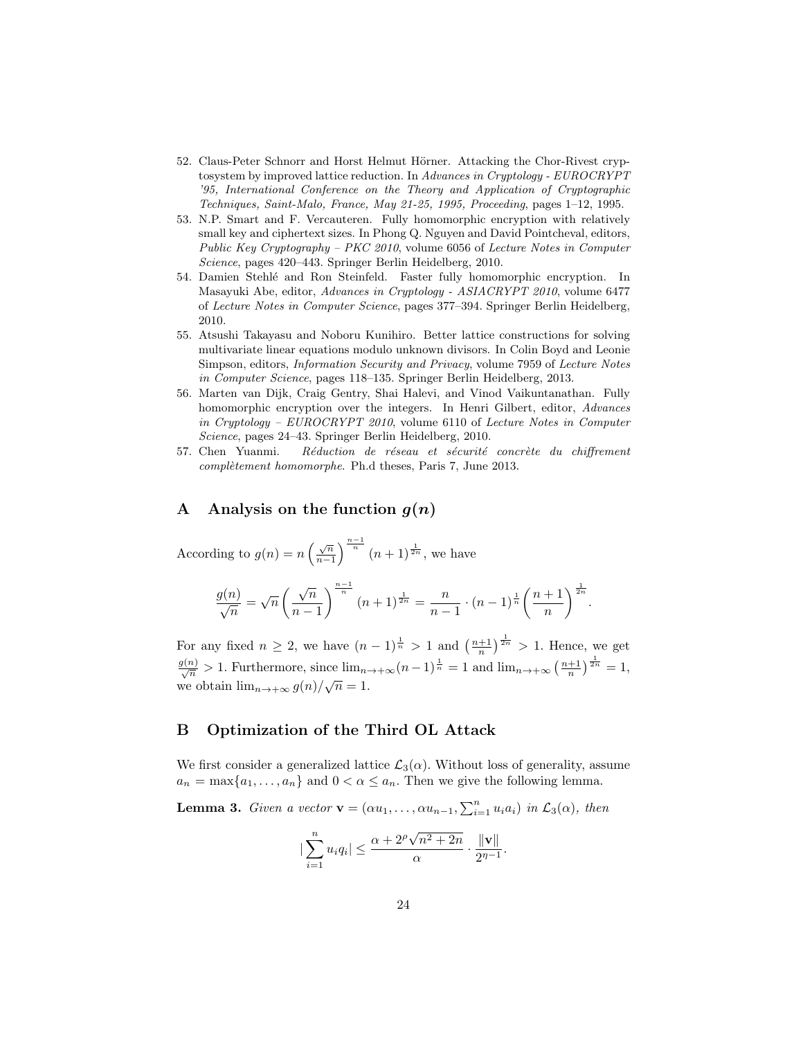52. Claus-Peter Schnorr and Horst Helmut Hörner. Attacking the Chor-Rivest cryptosystem by improved lattice reduction. In *Advances in Cryptology - EUROCRYPT '95, International Conference on the Theory and Application of Cryptographic Techniques, Saint-Malo, France, May 21-25, 1995, Proceeding*, pages 1–12, 1995.
53. N.P. Smart and F. Vercauteren. Fully homomorphic encryption with relatively small key and ciphertext sizes. In Phong Q. Nguyen and David Pointcheval, editors, *Public Key Cryptography – PKC 2010*, volume 6056 of *Lecture Notes in Computer Science*, pages 420–443. Springer Berlin Heidelberg, 2010.
54. Damien Stehlé and Ron Steinfeld. Faster fully homomorphic encryption. In Masayuki Abe, editor, *Advances in Cryptology - ASIACRYPT 2010*, volume 6477 of *Lecture Notes in Computer Science*, pages 377–394. Springer Berlin Heidelberg, 2010.
55. Atsushi Takayasu and Noboru Kunihiro. Better lattice constructions for solving multivariate linear equations modulo unknown divisors. In Colin Boyd and Leonie Simpson, editors, *Information Security and Privacy*, volume 7959 of *Lecture Notes in Computer Science*, pages 118–135. Springer Berlin Heidelberg, 2013.
56. Marten van Dijk, Craig Gentry, Shai Halevi, and Vinod Vaikuntanathan. Fully homomorphic encryption over the integers. In Henri Gilbert, editor, *Advances in Cryptology – EUROCRYPT 2010*, volume 6110 of *Lecture Notes in Computer Science*, pages 24–43. Springer Berlin Heidelberg, 2010.
57. Chen Yuanmi. *Réduction de réseau et sécurité concrète du chiffrement complètement homomorphe*. Ph.d theses, Paris 7, June 2013.

## A Analysis on the function $g(n)$

According to $g(n) = n\left(\frac{\sqrt{n}}{n-1}\right)^{\frac{n-1}{n}}(n+1)^{\frac{1}{2n}}$, we have

$$\frac{g(n)}{\sqrt{n}} = \sqrt{n}\left(\frac{\sqrt{n}}{n-1}\right)^{\frac{n-1}{n}}(n+1)^{\frac{1}{2n}} = \frac{n}{n-1}\cdot(n-1)^{\frac{1}{n}}\left(\frac{n+1}{n}\right)^{\frac{1}{2n}}.$$

For any fixed $n \geq 2$, we have $(n-1)^{\frac{1}{n}} > 1$ and $\left(\frac{n+1}{n}\right)^{\frac{1}{2n}} > 1$. Hence, we get $\frac{g(n)}{\sqrt{n}} > 1$. Furthermore, since $\lim_{n\to+\infty}(n-1)^{\frac{1}{n}} = 1$ and $\lim_{n\to+\infty}\left(\frac{n+1}{n}\right)^{\frac{1}{2n}} = 1$, we obtain $\lim_{n\to+\infty} g(n)/\sqrt{n} = 1$.

## B Optimization of the Third OL Attack

We first consider a generalized lattice $\mathcal{L}_3(\alpha)$. Without loss of generality, assume $a_n = \max\{a_1, \ldots, a_n\}$ and $0 < \alpha \leq a_n$. Then we give the following lemma.

**Lemma 3.** *Given a vector* $\mathbf{v} = (\alpha u_1, \ldots, \alpha u_{n-1}, \sum_{i=1}^{n} u_i a_i)$ *in* $\mathcal{L}_3(\alpha)$*, then*

$$|\sum_{i=1}^{n} u_i q_i| \leq \frac{\alpha + 2^{\rho}\sqrt{n^2+2n}}{\alpha} \cdot \frac{\|\mathbf{v}\|}{2^{\eta-1}}.$$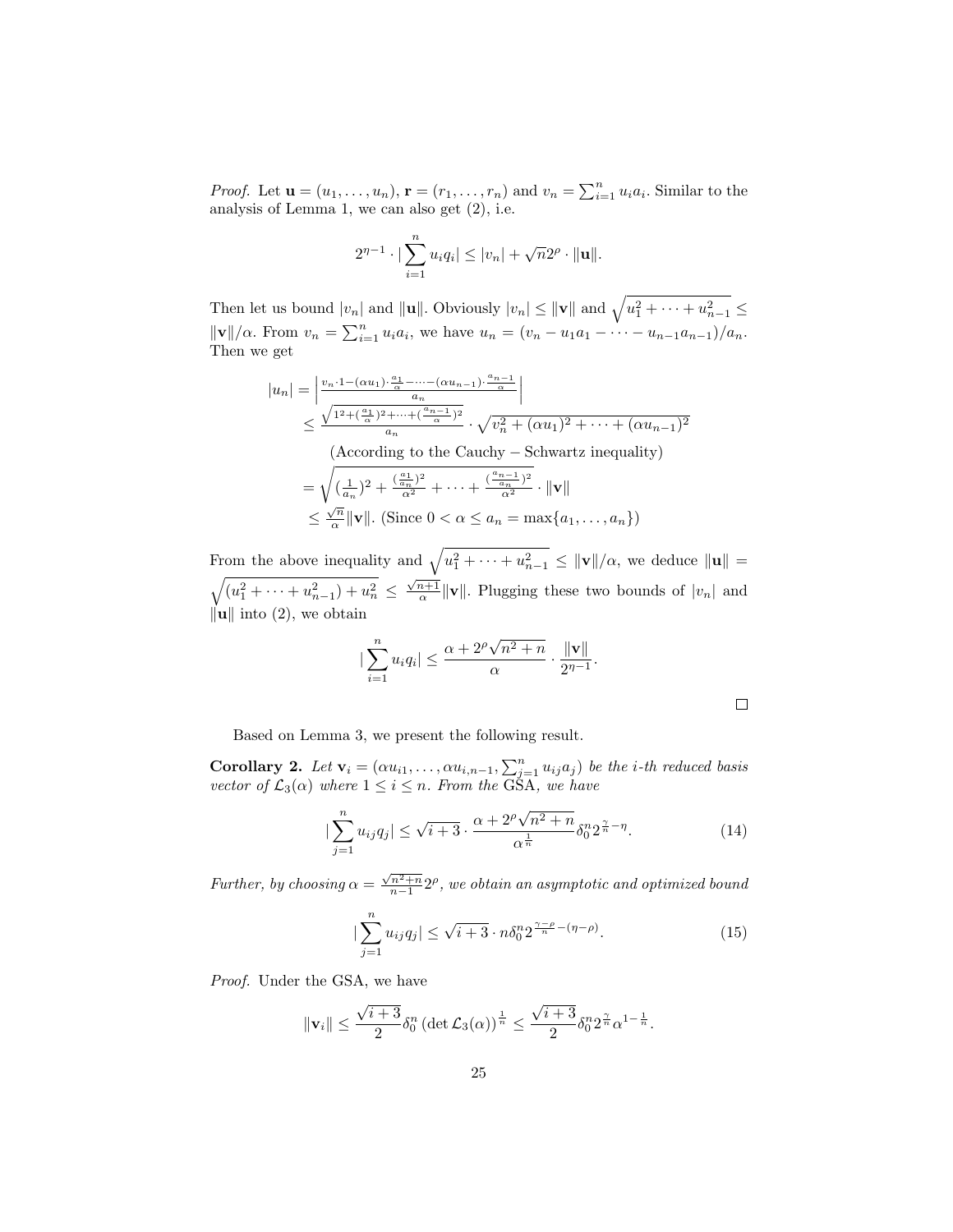*Proof.* Let $\mathbf{u} = (u_1, \ldots, u_n)$, $\mathbf{r} = (r_1, \ldots, r_n)$ and $v_n = \sum_{i=1}^{n} u_i a_i$. Similar to the analysis of Lemma 1, we can also get (2), i.e.

$$2^{\eta-1} \cdot |\sum_{i=1}^{n} u_i q_i| \leq |v_n| + \sqrt{n}2^{\rho} \cdot \|\mathbf{u}\|.$$

Then let us bound $|v_n|$ and $\|\mathbf{u}\|$. Obviously $|v_n| \leq \|\mathbf{v}\|$ and $\sqrt{u_1^2 + \cdots + u_{n-1}^2} \leq \|\mathbf{v}\|/\alpha$. From $v_n = \sum_{i=1}^{n} u_i a_i$, we have $u_n = (v_n - u_1 a_1 - \cdots - u_{n-1}a_{n-1})/a_n$. Then we get

$$\begin{aligned}
|u_n| &= \left| \frac{v_n \cdot 1 - (\alpha u_1) \cdot \frac{a_1}{\alpha} - \cdots - (\alpha u_{n-1}) \cdot \frac{a_{n-1}}{\alpha}}{a_n} \right| \\
&\leq \frac{\sqrt{1^2 + (\frac{a_1}{\alpha})^2 + \cdots + (\frac{a_{n-1}}{\alpha})^2}}{a_n} \cdot \sqrt{v_n^2 + (\alpha u_1)^2 + \cdots + (\alpha u_{n-1})^2} \\
&\qquad \text{(According to the Cauchy} - \text{Schwartz inequality)} \\
&= \sqrt{(\tfrac{1}{a_n})^2 + \frac{(\frac{a_1}{a_n})^2}{\alpha^2} + \cdots + \frac{(\frac{a_{n-1}}{a_n})^2}{\alpha^2}} \cdot \|\mathbf{v}\| \\
&\leq \frac{\sqrt{n}}{\alpha}\|\mathbf{v}\|. \text{ (Since } 0 < \alpha \leq a_n = \max\{a_1, \ldots, a_n\}\text{)}
\end{aligned}$$

From the above inequality and $\sqrt{u_1^2 + \cdots + u_{n-1}^2} \leq \|\mathbf{v}\|/\alpha$, we deduce $\|\mathbf{u}\| = \sqrt{(u_1^2 + \cdots + u_{n-1}^2) + u_n^2} \leq \frac{\sqrt{n+1}}{\alpha}\|\mathbf{v}\|$. Plugging these two bounds of $|v_n|$ and $\|\mathbf{u}\|$ into (2), we obtain

$$|\sum_{i=1}^{n} u_i q_i| \leq \frac{\alpha + 2^{\rho}\sqrt{n^2+n}}{\alpha} \cdot \frac{\|\mathbf{v}\|}{2^{\eta-1}}.$$

□

Based on Lemma 3, we present the following result.

**Corollary 2.** *Let $\mathbf{v}_i = (\alpha u_{i1}, \ldots, \alpha u_{i,n-1}, \sum_{j=1}^{n} u_{ij} a_j)$ be the i-th reduced basis vector of $\mathcal{L}_3(\alpha)$ where $1 \leq i \leq n$. From the GSA, we have*

$$|\sum_{j=1}^{n} u_{ij} q_j| \leq \sqrt{i+3} \cdot \frac{\alpha + 2^{\rho}\sqrt{n^2+n}}{\alpha^{\frac{1}{n}}} \delta_0^n 2^{\frac{\gamma}{n} - \eta}. \tag{14}$$

*Further, by choosing $\alpha = \frac{\sqrt{n^2+n}}{n-1}2^{\rho}$, we obtain an asymptotic and optimized bound*

$$|\sum_{j=1}^{n} u_{ij} q_j| \leq \sqrt{i+3} \cdot n\delta_0^n 2^{\frac{\gamma-\rho}{n} - (\eta-\rho)}. \tag{15}$$

*Proof.* Under the GSA, we have

$$\|\mathbf{v}_i\| \leq \frac{\sqrt{i+3}}{2}\delta_0^n \left(\det \mathcal{L}_3(\alpha)\right)^{\frac{1}{n}} \leq \frac{\sqrt{i+3}}{2}\delta_0^n 2^{\frac{\gamma}{n}} \alpha^{1-\frac{1}{n}}.$$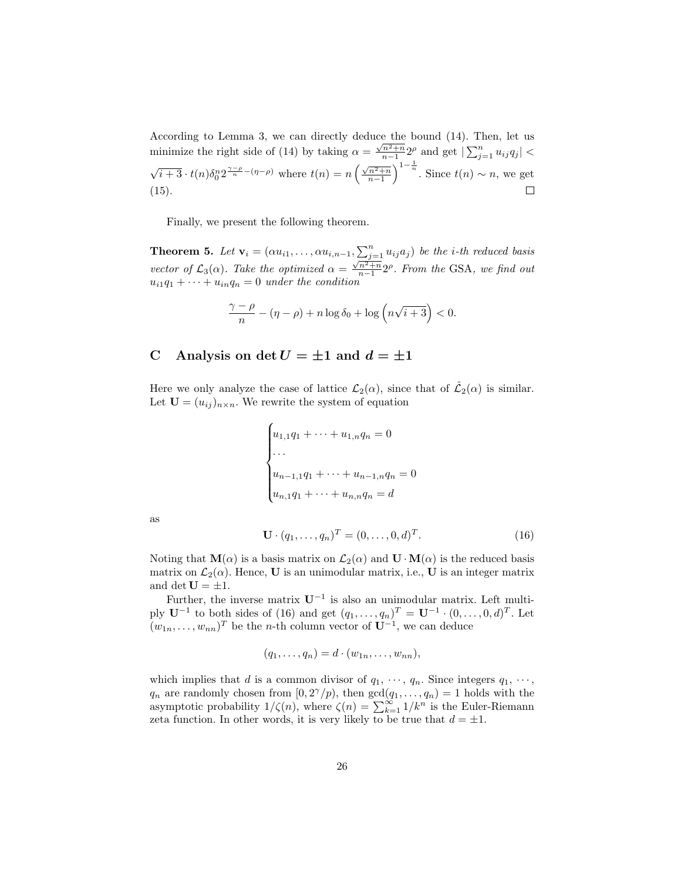According to Lemma 3, we can directly deduce the bound (14). Then, let us minimize the right side of (14) by taking $\alpha = \frac{\sqrt{n^2+n}}{n-1}2^\rho$ and get $|\sum_{j=1}^n u_{ij}q_j| < \sqrt{i+3} \cdot t(n)\delta_0^n 2^{\frac{\gamma-\rho}{n}-(\eta-\rho)}$ where $t(n) = n\left(\frac{\sqrt{n^2+n}}{n-1}\right)^{1-\frac{1}{n}}$. Since $t(n) \sim n$, we get (15). □

Finally, we present the following theorem.

**Theorem 5.** *Let $\mathbf{v}_i = (\alpha u_{i1}, \ldots, \alpha u_{i,n-1}, \sum_{j=1}^n u_{ij}a_j)$ be the i-th reduced basis vector of $\mathcal{L}_3(\alpha)$. Take the optimized $\alpha = \frac{\sqrt{n^2+n}}{n-1}2^\rho$. From the* GSA*, we find out $u_{i1}q_1 + \cdots + u_{in}q_n = 0$ under the condition*

$$\frac{\gamma-\rho}{n} - (\eta-\rho) + n\log\delta_0 + \log\left(n\sqrt{i+3}\right) < 0.$$

## C Analysis on $\det \boldsymbol{U} = \pm 1$ and $\boldsymbol{d} = \pm 1$

Here we only analyze the case of lattice $\mathcal{L}_2(\alpha)$, since that of $\hat{\mathcal{L}}_2(\alpha)$ is similar. Let $\mathbf{U} = (u_{ij})_{n\times n}$. We rewrite the system of equation

$$\begin{cases} u_{1,1}q_1 + \cdots + u_{1,n}q_n = 0 \\ \cdots \\ u_{n-1,1}q_1 + \cdots + u_{n-1,n}q_n = 0 \\ u_{n,1}q_1 + \cdots + u_{n,n}q_n = d \end{cases}$$

as

$$\mathbf{U} \cdot (q_1, \ldots, q_n)^T = (0, \ldots, 0, d)^T. \tag{16}$$

Noting that $\mathbf{M}(\alpha)$ is a basis matrix on $\mathcal{L}_2(\alpha)$ and $\mathbf{U} \cdot \mathbf{M}(\alpha)$ is the reduced basis matrix on $\mathcal{L}_2(\alpha)$. Hence, $\mathbf{U}$ is an unimodular matrix, i.e., $\mathbf{U}$ is an integer matrix and $\det \mathbf{U} = \pm 1$.

Further, the inverse matrix $\mathbf{U}^{-1}$ is also an unimodular matrix. Left multiply $\mathbf{U}^{-1}$ to both sides of (16) and get $(q_1, \ldots, q_n)^T = \mathbf{U}^{-1} \cdot (0, \ldots, 0, d)^T$. Let $(w_{1n}, \ldots, w_{nn})^T$ be the $n$-th column vector of $\mathbf{U}^{-1}$, we can deduce

$$(q_1, \ldots, q_n) = d \cdot (w_{1n}, \ldots, w_{nn}),$$

which implies that $d$ is a common divisor of $q_1, \cdots, q_n$. Since integers $q_1, \cdots, q_n$ are randomly chosen from $[0, 2^\gamma/p)$, then $\gcd(q_1, \ldots, q_n) = 1$ holds with the asymptotic probability $1/\zeta(n)$, where $\zeta(n) = \sum_{k=1}^\infty 1/k^n$ is the Euler-Riemann zeta function. In other words, it is very likely to be true that $d = \pm 1$.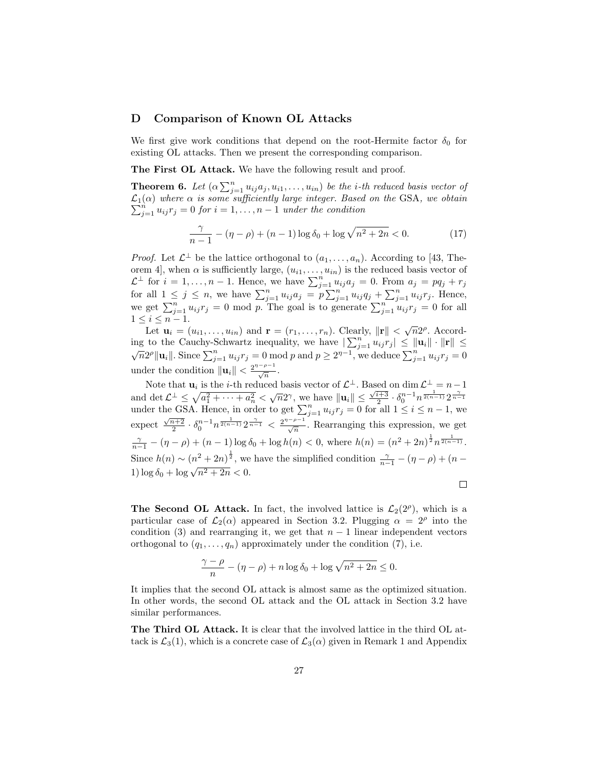## D Comparison of Known OL Attacks

We first give work conditions that depend on the root-Hermite factor $\delta_0$ for existing OL attacks. Then we present the corresponding comparison.

**The First OL Attack.** We have the following result and proof.

**Theorem 6.** *Let $(\alpha \sum_{j=1}^{n} u_{ij} a_j, u_{i1}, \ldots, u_{in})$ be the $i$-th reduced basis vector of $\mathcal{L}_1(\alpha)$ where $\alpha$ is some sufficiently large integer. Based on the* GSA*, we obtain $\sum_{j=1}^{n} u_{ij} r_j = 0$ for $i = 1, \ldots, n-1$ under the condition*

$$\frac{\gamma}{n-1} - (\eta - \rho) + (n-1)\log \delta_0 + \log \sqrt{n^2 + 2n} < 0. \tag{17}$$

*Proof.* Let $\mathcal{L}^{\perp}$ be the lattice orthogonal to $(a_1, \ldots, a_n)$. According to [43, Theorem 4], when $\alpha$ is sufficiently large, $(u_{i1}, \ldots, u_{in})$ is the reduced basis vector of $\mathcal{L}^{\perp}$ for $i = 1, \ldots, n-1$. Hence, we have $\sum_{j=1}^{n} u_{ij} a_j = 0$. From $a_j = pq_j + r_j$ for all $1 \leq j \leq n$, we have $\sum_{j=1}^{n} u_{ij} a_j = p \sum_{j=1}^{n} u_{ij} q_j + \sum_{j=1}^{n} u_{ij} r_j$. Hence, we get $\sum_{j=1}^{n} u_{ij} r_j = 0 \bmod p$. The goal is to generate $\sum_{j=1}^{n} u_{ij} r_j = 0$ for all $1 \leq i \leq n-1$.

Let $\mathbf{u}_i = (u_{i1}, \ldots, u_{in})$ and $\mathbf{r} = (r_1, \ldots, r_n)$. Clearly, $\|\mathbf{r}\| < \sqrt{n} 2^{\rho}$. According to the Cauchy-Schwartz inequality, we have $|\sum_{j=1}^{n} u_{ij} r_j| \leq \|\mathbf{u}_i\| \cdot \|\mathbf{r}\| \leq \sqrt{n} 2^{\rho} \|\mathbf{u}_i\|$. Since $\sum_{j=1}^{n} u_{ij} r_j = 0 \bmod p$ and $p \geq 2^{\eta-1}$, we deduce $\sum_{j=1}^{n} u_{ij} r_j = 0$ under the condition $\|\mathbf{u}_i\| < \frac{2^{\eta-\rho-1}}{\sqrt{n}}$.

Note that $\mathbf{u}_i$ is the $i$-th reduced basis vector of $\mathcal{L}^{\perp}$. Based on $\dim \mathcal{L}^{\perp} = n-1$ and $\det \mathcal{L}^{\perp} \leq \sqrt{a_1^2 + \cdots + a_n^2} < \sqrt{n} 2^{\gamma}$, we have $\|\mathbf{u}_i\| \leq \frac{\sqrt{i+3}}{2} \cdot \delta_0^{n-1} n^{\frac{1}{2(n-1)}} 2^{\frac{\gamma}{n-1}}$ under the GSA. Hence, in order to get $\sum_{j=1}^{n} u_{ij} r_j = 0$ for all $1 \leq i \leq n-1$, we expect $\frac{\sqrt{n+2}}{2} \cdot \delta_0^{n-1} n^{\frac{1}{2(n-1)}} 2^{\frac{\gamma}{n-1}} < \frac{2^{\eta-\rho-1}}{\sqrt{n}}$. Rearranging this expression, we get $\frac{\gamma}{n-1} - (\eta - \rho) + (n-1)\log \delta_0 + \log h(n) < 0$, where $h(n) = (n^2 + 2n)^{\frac{1}{2}} n^{\frac{1}{2(n-1)}}$. Since $h(n) \sim (n^2 + 2n)^{\frac{1}{2}}$, we have the simplified condition $\frac{\gamma}{n-1} - (\eta - \rho) + (n-1)\log \delta_0 + \log \sqrt{n^2 + 2n} < 0$. □

**The Second OL Attack.** In fact, the involved lattice is $\mathcal{L}_2(2^{\rho})$, which is a particular case of $\mathcal{L}_2(\alpha)$ appeared in Section 3.2. Plugging $\alpha = 2^{\rho}$ into the condition (3) and rearranging it, we get that $n-1$ linear independent vectors orthogonal to $(q_1, \ldots, q_n)$ approximately under the condition (7), i.e.

$$\frac{\gamma - \rho}{n} - (\eta - \rho) + n \log \delta_0 + \log \sqrt{n^2 + 2n} \leq 0.$$

It implies that the second OL attack is almost same as the optimized situation. In other words, the second OL attack and the OL attack in Section 3.2 have similar performances.

**The Third OL Attack.** It is clear that the involved lattice in the third OL attack is $\mathcal{L}_3(1)$, which is a concrete case of $\mathcal{L}_3(\alpha)$ given in Remark 1 and Appendix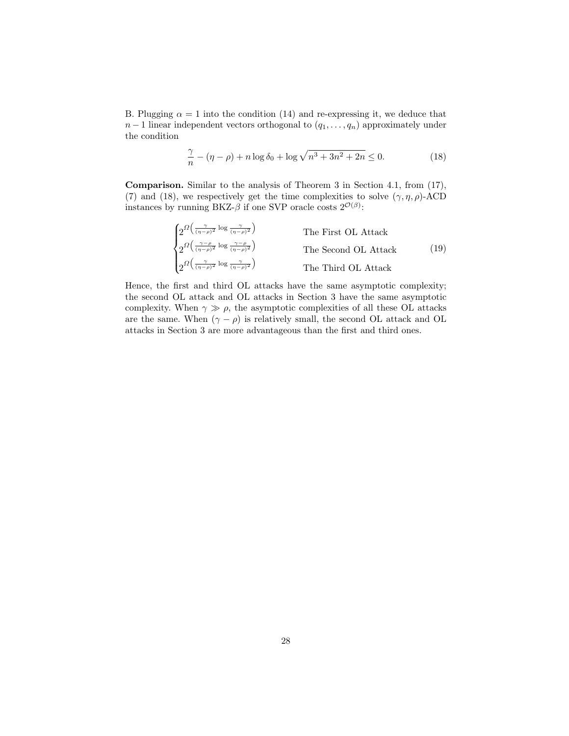B. Plugging $\alpha = 1$ into the condition (14) and re-expressing it, we deduce that $n-1$ linear independent vectors orthogonal to $(q_1, \ldots, q_n)$ approximately under the condition

$$\frac{\gamma}{n} - (\eta - \rho) + n \log \delta_0 + \log \sqrt{n^3 + 3n^2 + 2n} \leq 0. \tag{18}$$

**Comparison.** Similar to the analysis of Theorem 3 in Section 4.1, from (17), (7) and (18), we respectively get the time complexities to solve $(\gamma, \eta, \rho)$-ACD instances by running BKZ-$\beta$ if one SVP oracle costs $2^{\mathcal{O}(\beta)}$:

$$\begin{cases} 2^{\Omega\left(\frac{\gamma}{(\eta-\rho)^2} \log \frac{\gamma}{(\eta-\rho)^2}\right)} & \text{The First OL Attack} \\ 2^{\Omega\left(\frac{\gamma-\rho}{(\eta-\rho)^2} \log \frac{\gamma-\rho}{(\eta-\rho)^2}\right)} & \text{The Second OL Attack} \\ 2^{\Omega\left(\frac{\gamma}{(\eta-\rho)^2} \log \frac{\gamma}{(\eta-\rho)^2}\right)} & \text{The Third OL Attack} \end{cases} \tag{19}$$

Hence, the first and third OL attacks have the same asymptotic complexity; the second OL attack and OL attacks in Section 3 have the same asymptotic complexity. When $\gamma \gg \rho$, the asymptotic complexities of all these OL attacks are the same. When $(\gamma - \rho)$ is relatively small, the second OL attack and OL attacks in Section 3 are more advantageous than the first and third ones.